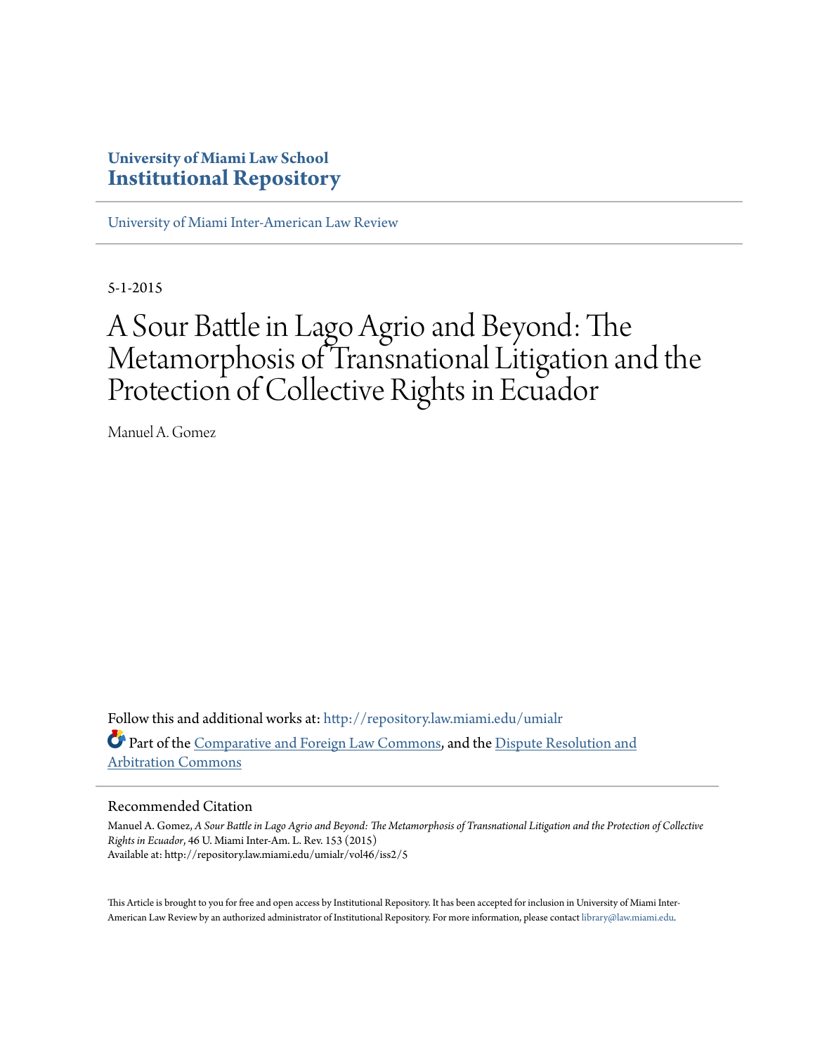**University of Miami Law School**
**Institutional Repository**

University of Miami Inter-American Law Review

5-1-2015

# A Sour Battle in Lago Agrio and Beyond: The Metamorphosis of Transnational Litigation and the Protection of Collective Rights in Ecuador

Manuel A. Gomez

Follow this and additional works at: http://repository.law.miami.edu/umialr

Part of the Comparative and Foreign Law Commons, and the Dispute Resolution and Arbitration Commons

## Recommended Citation

Manuel A. Gomez, *A Sour Battle in Lago Agrio and Beyond: The Metamorphosis of Transnational Litigation and the Protection of Collective Rights in Ecuador*, 46 U. Miami Inter-Am. L. Rev. 153 (2015)
Available at: http://repository.law.miami.edu/umialr/vol46/iss2/5

This Article is brought to you for free and open access by Institutional Repository. It has been accepted for inclusion in University of Miami Inter-American Law Review by an authorized administrator of Institutional Repository. For more information, please contact library@law.miami.edu.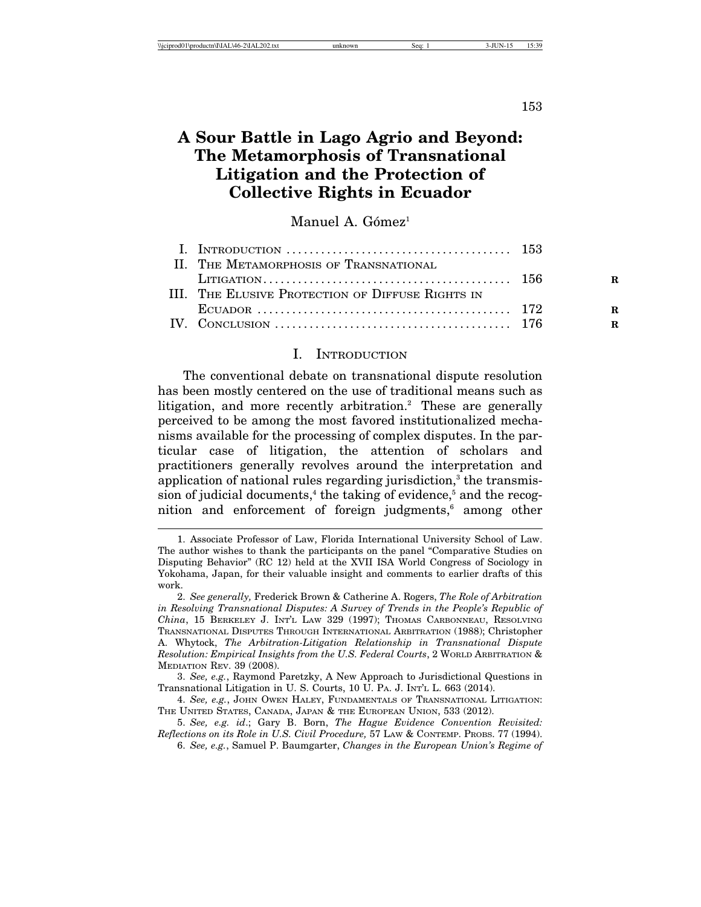# A Sour Battle in Lago Agrio and Beyond: The Metamorphosis of Transnational Litigation and the Protection of Collective Rights in Ecuador

Manuel A. Gómez[1]

| | | |
|---|---|---|
| I. | Introduction | 153 |
| II. | The Metamorphosis of Transnational Litigation | 156 |
| III. | The Elusive Protection of Diffuse Rights in Ecuador | 172 |
| IV. | Conclusion | 176 |

## I. Introduction

The conventional debate on transnational dispute resolution has been mostly centered on the use of traditional means such as litigation, and more recently arbitration.[2] These are generally perceived to be among the most favored institutionalized mechanisms available for the processing of complex disputes. In the particular case of litigation, the attention of scholars and practitioners generally revolves around the interpretation and application of national rules regarding jurisdiction,[3] the transmission of judicial documents,[4] the taking of evidence,[5] and the recognition and enforcement of foreign judgments,[6] among other

---

1. Associate Professor of Law, Florida International University School of Law. The author wishes to thank the participants on the panel "Comparative Studies on Disputing Behavior" (RC 12) held at the XVII ISA World Congress of Sociology in Yokohama, Japan, for their valuable insight and comments to earlier drafts of this work.

2. *See generally,* Frederick Brown & Catherine A. Rogers, *The Role of Arbitration in Resolving Transnational Disputes: A Survey of Trends in the People's Republic of China*, 15 Berkeley J. Int'l Law 329 (1997); Thomas Carbonneau, Resolving Transnational Disputes Through International Arbitration (1988); Christopher A. Whytock, *The Arbitration-Litigation Relationship in Transnational Dispute Resolution: Empirical Insights from the U.S. Federal Courts*, 2 World Arbitration & Mediation Rev. 39 (2008).

3. *See, e.g.*, Raymond Paretzky, A New Approach to Jurisdictional Questions in Transnational Litigation in U. S. Courts, 10 U. Pa. J. Int'l L. 663 (2014).

4. *See, e.g.*, John Owen Haley, Fundamentals of Transnational Litigation: The United States, Canada, Japan & the European Union, 533 (2012).

5. *See, e.g. id*.; Gary B. Born, *The Hague Evidence Convention Revisited: Reflections on its Role in U.S. Civil Procedure,* 57 Law & Contemp. Probs. 77 (1994).

6. *See, e.g.*, Samuel P. Baumgarter, *Changes in the European Union's Regime of*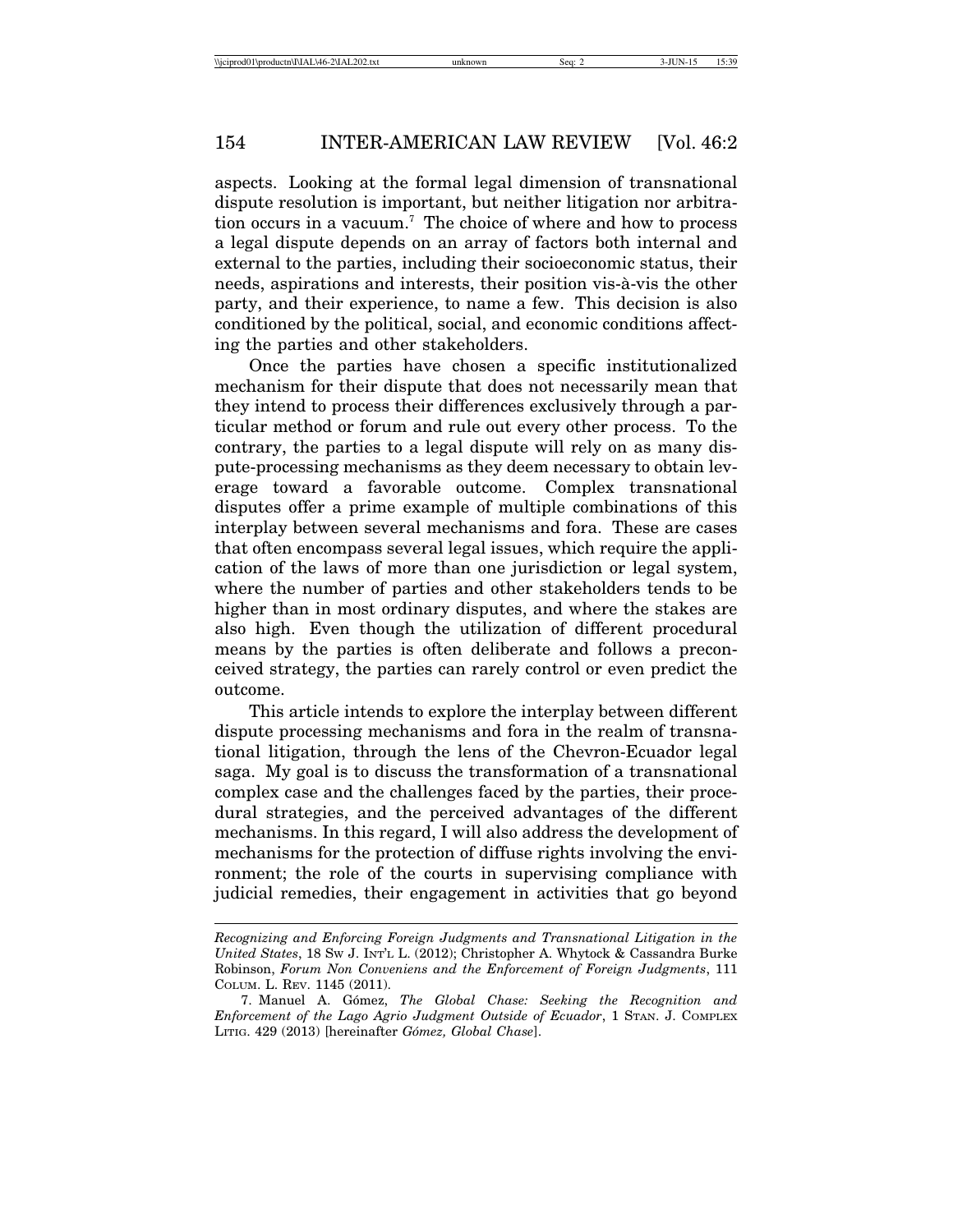aspects. Looking at the formal legal dimension of transnational dispute resolution is important, but neither litigation nor arbitration occurs in a vacuum.[7] The choice of where and how to process a legal dispute depends on an array of factors both internal and external to the parties, including their socioeconomic status, their needs, aspirations and interests, their position vis-à-vis the other party, and their experience, to name a few. This decision is also conditioned by the political, social, and economic conditions affecting the parties and other stakeholders.

Once the parties have chosen a specific institutionalized mechanism for their dispute that does not necessarily mean that they intend to process their differences exclusively through a particular method or forum and rule out every other process. To the contrary, the parties to a legal dispute will rely on as many dispute-processing mechanisms as they deem necessary to obtain leverage toward a favorable outcome. Complex transnational disputes offer a prime example of multiple combinations of this interplay between several mechanisms and fora. These are cases that often encompass several legal issues, which require the application of the laws of more than one jurisdiction or legal system, where the number of parties and other stakeholders tends to be higher than in most ordinary disputes, and where the stakes are also high. Even though the utilization of different procedural means by the parties is often deliberate and follows a preconceived strategy, the parties can rarely control or even predict the outcome.

This article intends to explore the interplay between different dispute processing mechanisms and fora in the realm of transnational litigation, through the lens of the Chevron-Ecuador legal saga. My goal is to discuss the transformation of a transnational complex case and the challenges faced by the parties, their procedural strategies, and the perceived advantages of the different mechanisms. In this regard, I will also address the development of mechanisms for the protection of diffuse rights involving the environment; the role of the courts in supervising compliance with judicial remedies, their engagement in activities that go beyond

---

*Recognizing and Enforcing Foreign Judgments and Transnational Litigation in the United States*, 18 Sw J. Int'l L. (2012); Christopher A. Whytock & Cassandra Burke Robinson, *Forum Non Conveniens and the Enforcement of Foreign Judgments*, 111 Colum. L. Rev. 1145 (2011).

7. Manuel A. Gómez, *The Global Chase: Seeking the Recognition and Enforcement of the Lago Agrio Judgment Outside of Ecuador*, 1 Stan. J. Complex Litig. 429 (2013) [hereinafter *Gómez, Global Chase*].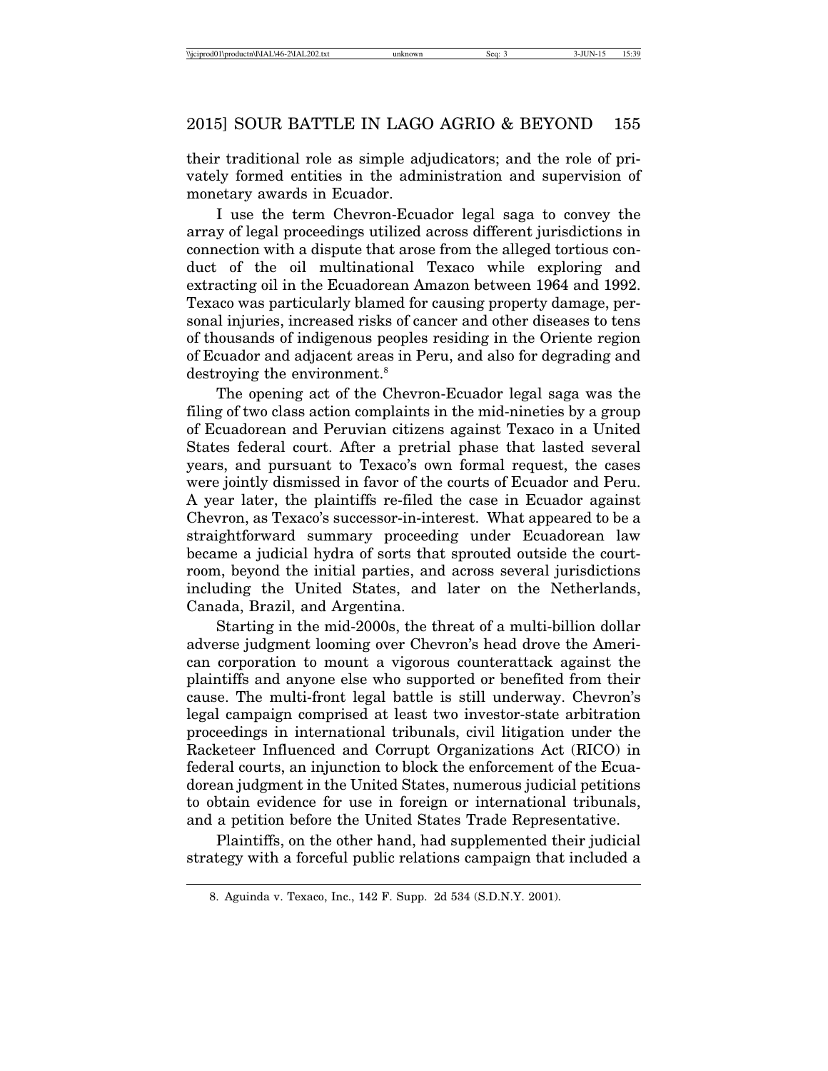their traditional role as simple adjudicators; and the role of privately formed entities in the administration and supervision of monetary awards in Ecuador.

I use the term Chevron-Ecuador legal saga to convey the array of legal proceedings utilized across different jurisdictions in connection with a dispute that arose from the alleged tortious conduct of the oil multinational Texaco while exploring and extracting oil in the Ecuadorean Amazon between 1964 and 1992. Texaco was particularly blamed for causing property damage, personal injuries, increased risks of cancer and other diseases to tens of thousands of indigenous peoples residing in the Oriente region of Ecuador and adjacent areas in Peru, and also for degrading and destroying the environment.[8]

The opening act of the Chevron-Ecuador legal saga was the filing of two class action complaints in the mid-nineties by a group of Ecuadorean and Peruvian citizens against Texaco in a United States federal court. After a pretrial phase that lasted several years, and pursuant to Texaco's own formal request, the cases were jointly dismissed in favor of the courts of Ecuador and Peru. A year later, the plaintiffs re-filed the case in Ecuador against Chevron, as Texaco's successor-in-interest. What appeared to be a straightforward summary proceeding under Ecuadorean law became a judicial hydra of sorts that sprouted outside the courtroom, beyond the initial parties, and across several jurisdictions including the United States, and later on the Netherlands, Canada, Brazil, and Argentina.

Starting in the mid-2000s, the threat of a multi-billion dollar adverse judgment looming over Chevron's head drove the American corporation to mount a vigorous counterattack against the plaintiffs and anyone else who supported or benefited from their cause. The multi-front legal battle is still underway. Chevron's legal campaign comprised at least two investor-state arbitration proceedings in international tribunals, civil litigation under the Racketeer Influenced and Corrupt Organizations Act (RICO) in federal courts, an injunction to block the enforcement of the Ecuadorean judgment in the United States, numerous judicial petitions to obtain evidence for use in foreign or international tribunals, and a petition before the United States Trade Representative.

Plaintiffs, on the other hand, had supplemented their judicial strategy with a forceful public relations campaign that included a

---

8. Aguinda v. Texaco, Inc., 142 F. Supp. 2d 534 (S.D.N.Y. 2001).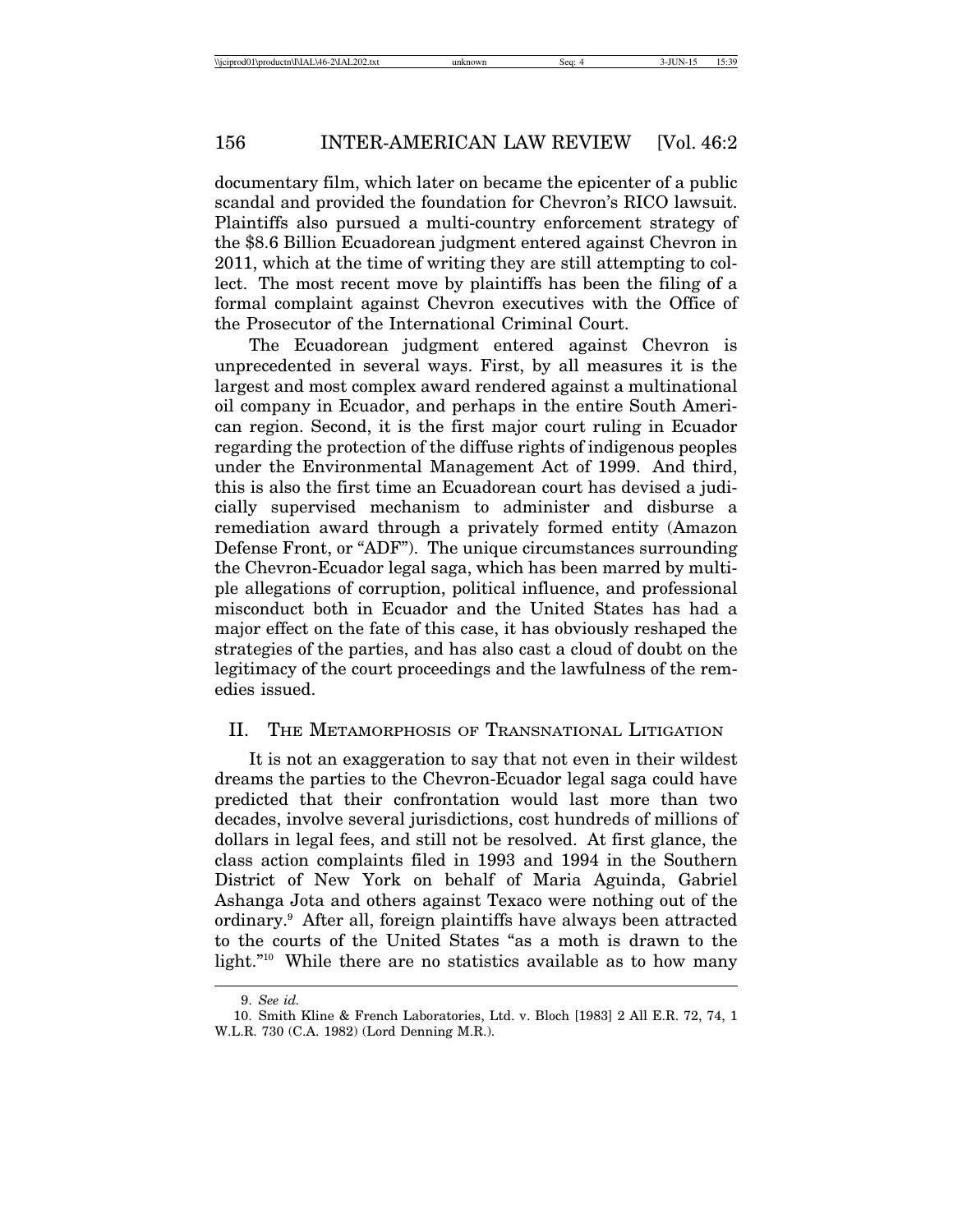documentary film, which later on became the epicenter of a public scandal and provided the foundation for Chevron's RICO lawsuit. Plaintiffs also pursued a multi-country enforcement strategy of the $8.6 Billion Ecuadorean judgment entered against Chevron in 2011, which at the time of writing they are still attempting to collect. The most recent move by plaintiffs has been the filing of a formal complaint against Chevron executives with the Office of the Prosecutor of the International Criminal Court.

The Ecuadorean judgment entered against Chevron is unprecedented in several ways. First, by all measures it is the largest and most complex award rendered against a multinational oil company in Ecuador, and perhaps in the entire South American region. Second, it is the first major court ruling in Ecuador regarding the protection of the diffuse rights of indigenous peoples under the Environmental Management Act of 1999. And third, this is also the first time an Ecuadorean court has devised a judicially supervised mechanism to administer and disburse a remediation award through a privately formed entity (Amazon Defense Front, or "ADF"). The unique circumstances surrounding the Chevron-Ecuador legal saga, which has been marred by multiple allegations of corruption, political influence, and professional misconduct both in Ecuador and the United States has had a major effect on the fate of this case, it has obviously reshaped the strategies of the parties, and has also cast a cloud of doubt on the legitimacy of the court proceedings and the lawfulness of the remedies issued.

## II. The Metamorphosis of Transnational Litigation

It is not an exaggeration to say that not even in their wildest dreams the parties to the Chevron-Ecuador legal saga could have predicted that their confrontation would last more than two decades, involve several jurisdictions, cost hundreds of millions of dollars in legal fees, and still not be resolved. At first glance, the class action complaints filed in 1993 and 1994 in the Southern District of New York on behalf of Maria Aguinda, Gabriel Ashanga Jota and others against Texaco were nothing out of the ordinary.[9] After all, foreign plaintiffs have always been attracted to the courts of the United States "as a moth is drawn to the light."[10] While there are no statistics available as to how many

---

9. *See id.*

10. Smith Kline & French Laboratories, Ltd. v. Bloch [1983] 2 All E.R. 72, 74, 1 W.L.R. 730 (C.A. 1982) (Lord Denning M.R.).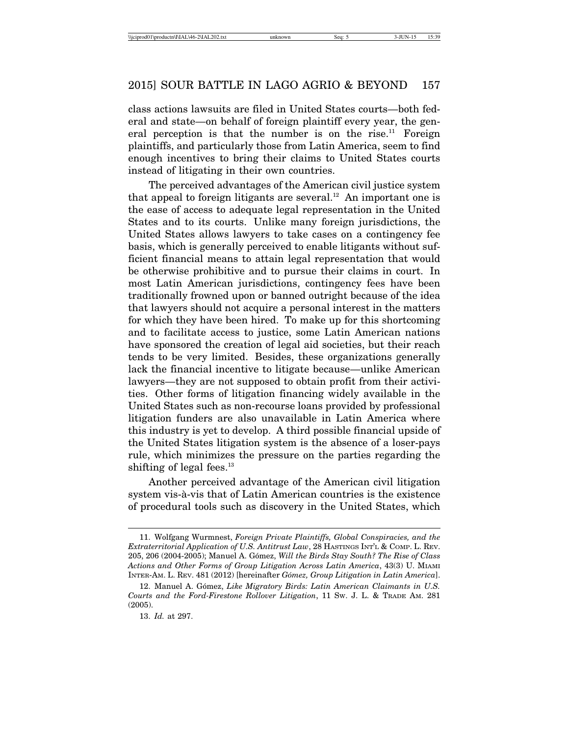class actions lawsuits are filed in United States courts—both federal and state—on behalf of foreign plaintiff every year, the general perception is that the number is on the rise.[11] Foreign plaintiffs, and particularly those from Latin America, seem to find enough incentives to bring their claims to United States courts instead of litigating in their own countries.

The perceived advantages of the American civil justice system that appeal to foreign litigants are several.[12] An important one is the ease of access to adequate legal representation in the United States and to its courts. Unlike many foreign jurisdictions, the United States allows lawyers to take cases on a contingency fee basis, which is generally perceived to enable litigants without sufficient financial means to attain legal representation that would be otherwise prohibitive and to pursue their claims in court. In most Latin American jurisdictions, contingency fees have been traditionally frowned upon or banned outright because of the idea that lawyers should not acquire a personal interest in the matters for which they have been hired. To make up for this shortcoming and to facilitate access to justice, some Latin American nations have sponsored the creation of legal aid societies, but their reach tends to be very limited. Besides, these organizations generally lack the financial incentive to litigate because—unlike American lawyers—they are not supposed to obtain profit from their activities. Other forms of litigation financing widely available in the United States such as non-recourse loans provided by professional litigation funders are also unavailable in Latin America where this industry is yet to develop. A third possible financial upside of the United States litigation system is the absence of a loser-pays rule, which minimizes the pressure on the parties regarding the shifting of legal fees.[13]

Another perceived advantage of the American civil litigation system vis-à-vis that of Latin American countries is the existence of procedural tools such as discovery in the United States, which

---

11. Wolfgang Wurmnest, *Foreign Private Plaintiffs, Global Conspiracies, and the Extraterritorial Application of U.S. Antitrust Law*, 28 HASTINGS INT'L & COMP. L. REV. 205, 206 (2004-2005); Manuel A. Gómez, *Will the Birds Stay South? The Rise of Class Actions and Other Forms of Group Litigation Across Latin America*, 43(3) U. MIAMI INTER-AM. L. REV. 481 (2012) [hereinafter *Gómez, Group Litigation in Latin America*].

12. Manuel A. Gómez, *Like Migratory Birds: Latin American Claimants in U.S. Courts and the Ford-Firestone Rollover Litigation*, 11 SW. J. L. & TRADE AM. 281 (2005).

13. *Id.* at 297.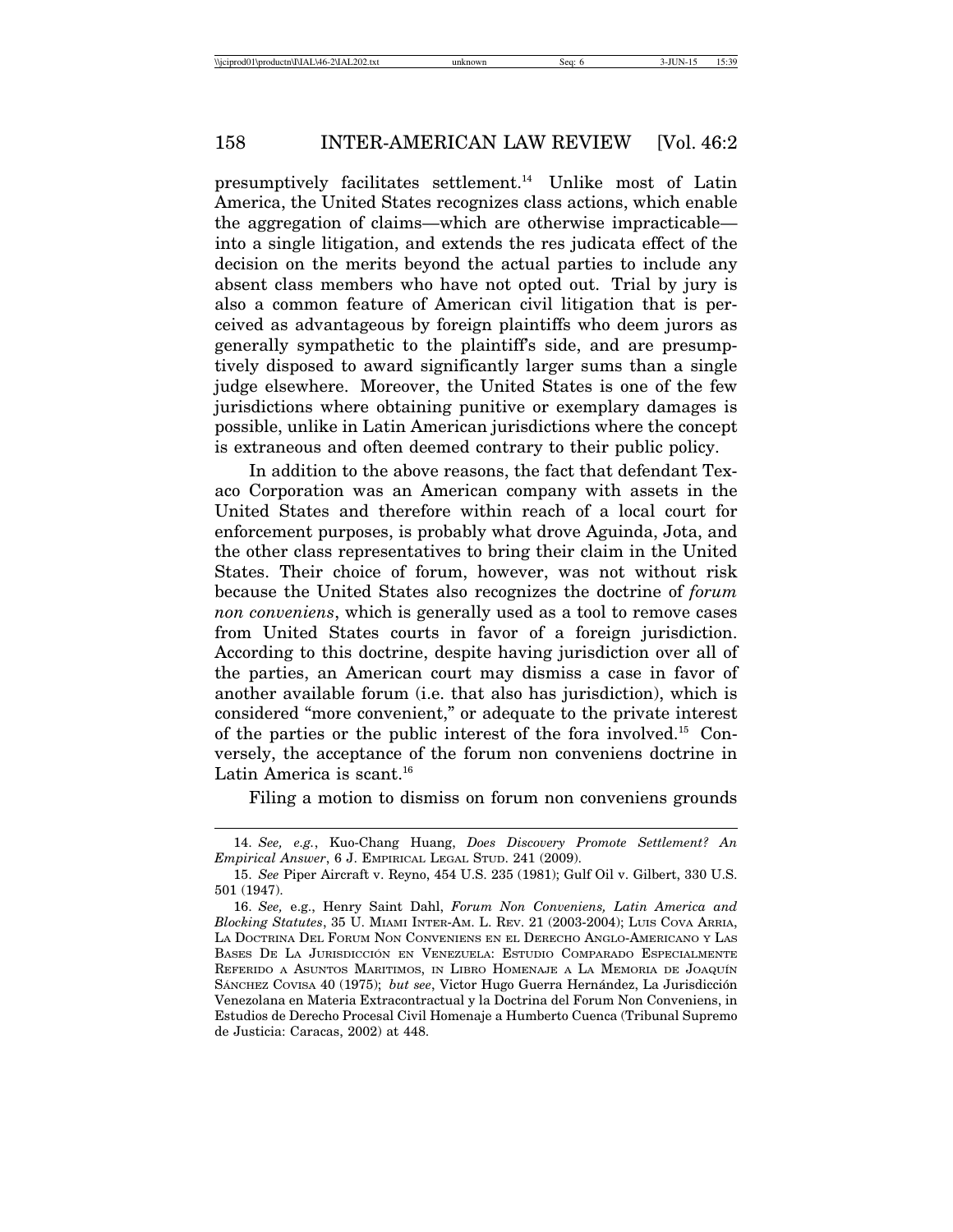presumptively facilitates settlement.[14] Unlike most of Latin America, the United States recognizes class actions, which enable the aggregation of claims—which are otherwise impracticable—into a single litigation, and extends the res judicata effect of the decision on the merits beyond the actual parties to include any absent class members who have not opted out. Trial by jury is also a common feature of American civil litigation that is perceived as advantageous by foreign plaintiffs who deem jurors as generally sympathetic to the plaintiff's side, and are presumptively disposed to award significantly larger sums than a single judge elsewhere. Moreover, the United States is one of the few jurisdictions where obtaining punitive or exemplary damages is possible, unlike in Latin American jurisdictions where the concept is extraneous and often deemed contrary to their public policy.

In addition to the above reasons, the fact that defendant Texaco Corporation was an American company with assets in the United States and therefore within reach of a local court for enforcement purposes, is probably what drove Aguinda, Jota, and the other class representatives to bring their claim in the United States. Their choice of forum, however, was not without risk because the United States also recognizes the doctrine of *forum non conveniens*, which is generally used as a tool to remove cases from United States courts in favor of a foreign jurisdiction. According to this doctrine, despite having jurisdiction over all of the parties, an American court may dismiss a case in favor of another available forum (i.e. that also has jurisdiction), which is considered "more convenient," or adequate to the private interest of the parties or the public interest of the fora involved.[15] Conversely, the acceptance of the forum non conveniens doctrine in Latin America is scant.[16]

Filing a motion to dismiss on forum non conveniens grounds

---

14. *See, e.g.*, Kuo-Chang Huang, *Does Discovery Promote Settlement? An Empirical Answer*, 6 J. Empirical Legal Stud. 241 (2009).

15. *See* Piper Aircraft v. Reyno, 454 U.S. 235 (1981); Gulf Oil v. Gilbert, 330 U.S. 501 (1947).

16. *See,* e.g., Henry Saint Dahl, *Forum Non Conveniens, Latin America and Blocking Statutes*, 35 U. Miami Inter-Am. L. Rev. 21 (2003-2004); Luis Cova Arria, La Doctrina Del Forum Non Conveniens en el Derecho Anglo-Americano y Las Bases De La Jurisdicción en Venezuela: Estudio Comparado Especialmente Referido a Asuntos Maritimos, in Libro Homenaje a La Memoria de Joaquín Sánchez Covisa 40 (1975); *but see*, Victor Hugo Guerra Hernández, La Jurisdicción Venezolana en Materia Extracontractual y la Doctrina del Forum Non Conveniens, in Estudios de Derecho Procesal Civil Homenaje a Humberto Cuenca (Tribunal Supremo de Justicia: Caracas, 2002) at 448.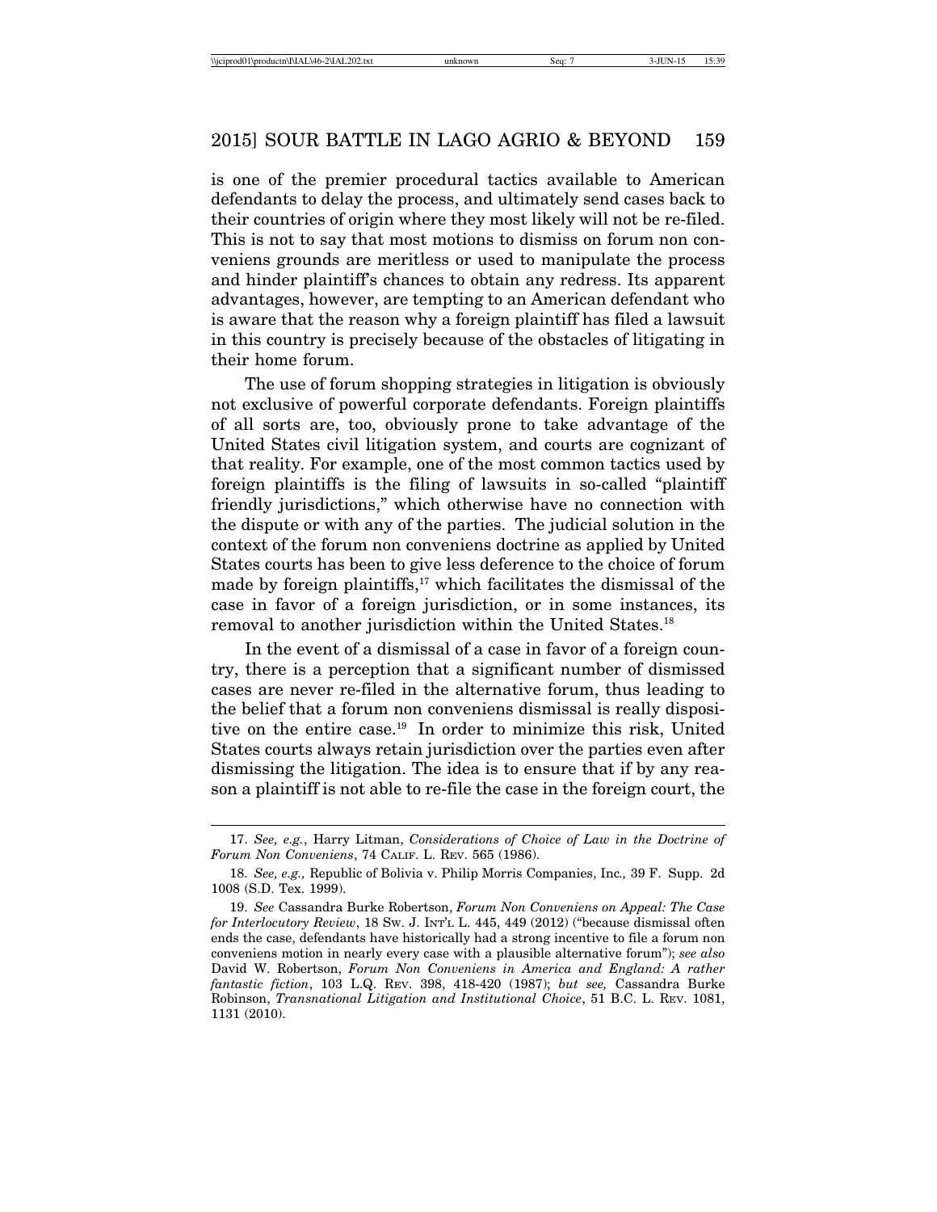is one of the premier procedural tactics available to American defendants to delay the process, and ultimately send cases back to their countries of origin where they most likely will not be re-filed. This is not to say that most motions to dismiss on forum non conveniens grounds are meritless or used to manipulate the process and hinder plaintiff's chances to obtain any redress. Its apparent advantages, however, are tempting to an American defendant who is aware that the reason why a foreign plaintiff has filed a lawsuit in this country is precisely because of the obstacles of litigating in their home forum.

The use of forum shopping strategies in litigation is obviously not exclusive of powerful corporate defendants. Foreign plaintiffs of all sorts are, too, obviously prone to take advantage of the United States civil litigation system, and courts are cognizant of that reality. For example, one of the most common tactics used by foreign plaintiffs is the filing of lawsuits in so-called "plaintiff friendly jurisdictions," which otherwise have no connection with the dispute or with any of the parties. The judicial solution in the context of the forum non conveniens doctrine as applied by United States courts has been to give less deference to the choice of forum made by foreign plaintiffs,[17] which facilitates the dismissal of the case in favor of a foreign jurisdiction, or in some instances, its removal to another jurisdiction within the United States.[18]

In the event of a dismissal of a case in favor of a foreign country, there is a perception that a significant number of dismissed cases are never re-filed in the alternative forum, thus leading to the belief that a forum non conveniens dismissal is really dispositive on the entire case.[19] In order to minimize this risk, United States courts always retain jurisdiction over the parties even after dismissing the litigation. The idea is to ensure that if by any reason a plaintiff is not able to re-file the case in the foreign court, the

---

17. *See, e.g.*, Harry Litman, *Considerations of Choice of Law in the Doctrine of Forum Non Conveniens*, 74 CALIF. L. REV. 565 (1986).

18. *See, e.g.,* Republic of Bolivia v. Philip Morris Companies, Inc*.,* 39 F. Supp. 2d 1008 (S.D. Tex. 1999).

19. *See* Cassandra Burke Robertson, *Forum Non Conveniens on Appeal: The Case for Interlocutory Review*, 18 SW. J. INT'L L. 445, 449 (2012) ("because dismissal often ends the case, defendants have historically had a strong incentive to file a forum non conveniens motion in nearly every case with a plausible alternative forum"); *see also* David W. Robertson, *Forum Non Conveniens in America and England: A rather fantastic fiction*, 103 L.Q. REV. 398, 418-420 (1987); *but see,* Cassandra Burke Robinson, *Transnational Litigation and Institutional Choice*, 51 B.C. L. REV. 1081, 1131 (2010).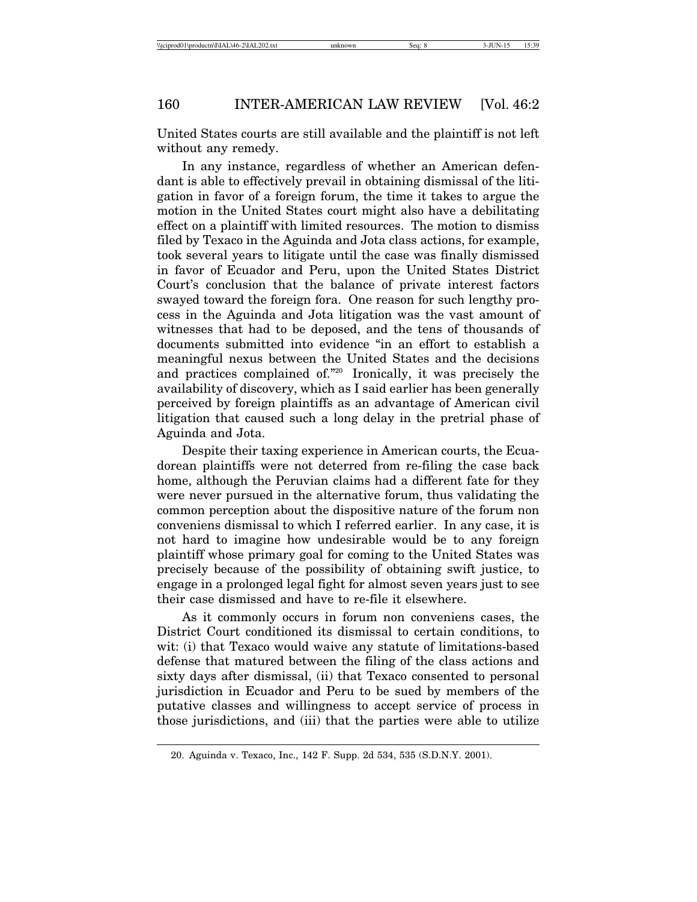United States courts are still available and the plaintiff is not left without any remedy.

In any instance, regardless of whether an American defendant is able to effectively prevail in obtaining dismissal of the litigation in favor of a foreign forum, the time it takes to argue the motion in the United States court might also have a debilitating effect on a plaintiff with limited resources. The motion to dismiss filed by Texaco in the Aguinda and Jota class actions, for example, took several years to litigate until the case was finally dismissed in favor of Ecuador and Peru, upon the United States District Court's conclusion that the balance of private interest factors swayed toward the foreign fora. One reason for such lengthy process in the Aguinda and Jota litigation was the vast amount of witnesses that had to be deposed, and the tens of thousands of documents submitted into evidence "in an effort to establish a meaningful nexus between the United States and the decisions and practices complained of."[20] Ironically, it was precisely the availability of discovery, which as I said earlier has been generally perceived by foreign plaintiffs as an advantage of American civil litigation that caused such a long delay in the pretrial phase of Aguinda and Jota.

Despite their taxing experience in American courts, the Ecuadorean plaintiffs were not deterred from re-filing the case back home, although the Peruvian claims had a different fate for they were never pursued in the alternative forum, thus validating the common perception about the dispositive nature of the forum non conveniens dismissal to which I referred earlier. In any case, it is not hard to imagine how undesirable would be to any foreign plaintiff whose primary goal for coming to the United States was precisely because of the possibility of obtaining swift justice, to engage in a prolonged legal fight for almost seven years just to see their case dismissed and have to re-file it elsewhere.

As it commonly occurs in forum non conveniens cases, the District Court conditioned its dismissal to certain conditions, to wit: (i) that Texaco would waive any statute of limitations-based defense that matured between the filing of the class actions and sixty days after dismissal, (ii) that Texaco consented to personal jurisdiction in Ecuador and Peru to be sued by members of the putative classes and willingness to accept service of process in those jurisdictions, and (iii) that the parties were able to utilize

---

20. Aguinda v. Texaco, Inc., 142 F. Supp. 2d 534, 535 (S.D.N.Y. 2001).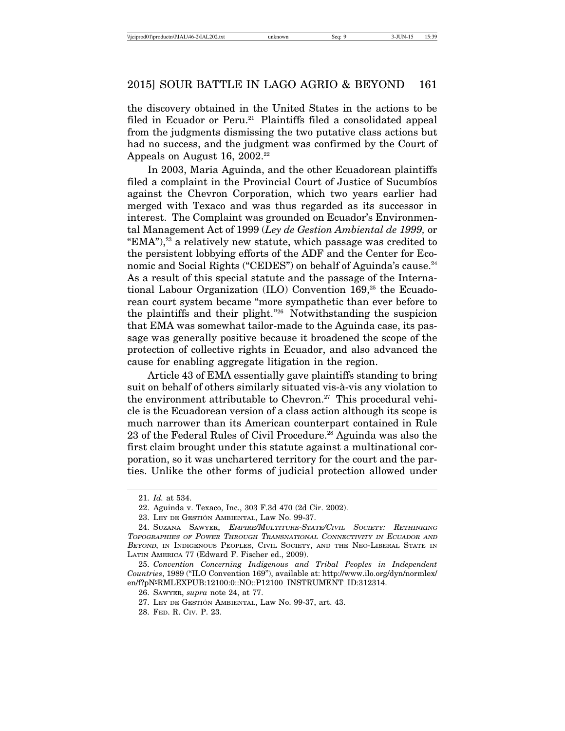the discovery obtained in the United States in the actions to be filed in Ecuador or Peru.[21] Plaintiffs filed a consolidated appeal from the judgments dismissing the two putative class actions but had no success, and the judgment was confirmed by the Court of Appeals on August 16, 2002.[22]

In 2003, Maria Aguinda, and the other Ecuadorean plaintiffs filed a complaint in the Provincial Court of Justice of Sucumbíos against the Chevron Corporation, which two years earlier had merged with Texaco and was thus regarded as its successor in interest. The Complaint was grounded on Ecuador's Environmental Management Act of 1999 (*Ley de Gestion Ambiental de 1999,* or "EMA"),[23] a relatively new statute, which passage was credited to the persistent lobbying efforts of the ADF and the Center for Economic and Social Rights ("CEDES") on behalf of Aguinda's cause.[24] As a result of this special statute and the passage of the International Labour Organization (ILO) Convention 169,[25] the Ecuadorean court system became "more sympathetic than ever before to the plaintiffs and their plight."[26] Notwithstanding the suspicion that EMA was somewhat tailor-made to the Aguinda case, its passage was generally positive because it broadened the scope of the protection of collective rights in Ecuador, and also advanced the cause for enabling aggregate litigation in the region.

Article 43 of EMA essentially gave plaintiffs standing to bring suit on behalf of others similarly situated vis-à-vis any violation to the environment attributable to Chevron.[27] This procedural vehicle is the Ecuadorean version of a class action although its scope is much narrower than its American counterpart contained in Rule 23 of the Federal Rules of Civil Procedure.[28] Aguinda was also the first claim brought under this statute against a multinational corporation, so it was unchartered territory for the court and the parties. Unlike the other forms of judicial protection allowed under

---

21. *Id.* at 534.

22. Aguinda v. Texaco, Inc., 303 F.3d 470 (2d Cir. 2002).

23. LEY DE GESTIÓN AMBIENTAL, Law No. 99-37.

24. SUZANA SAWYER, *EMPIRE/MULTITURE-STATE/CIVIL SOCIETY: RETHINKING TOPOGRAPHIES OF POWER THROUGH TRANSNATIONAL CONNECTIVITY IN ECUADOR AND BEYOND,* IN INDIGENOUS PEOPLES, CIVIL SOCIETY, AND THE NEO-LIBERAL STATE IN LATIN AMERICA 77 (Edward F. Fischer ed., 2009).

25. *Convention Concerning Indigenous and Tribal Peoples in Independent Countries*, 1989 ("ILO Convention 169"), available at: http://www.ilo.org/dyn/normlex/en/f?pNºRMLEXPUB:12100:0::NO::P12100_INSTRUMENT_ID:312314.

26. SAWYER, *supra* note 24, at 77.

27. LEY DE GESTIÓN AMBIENTAL, Law No. 99-37, art. 43.

28. FED. R. CIV. P. 23.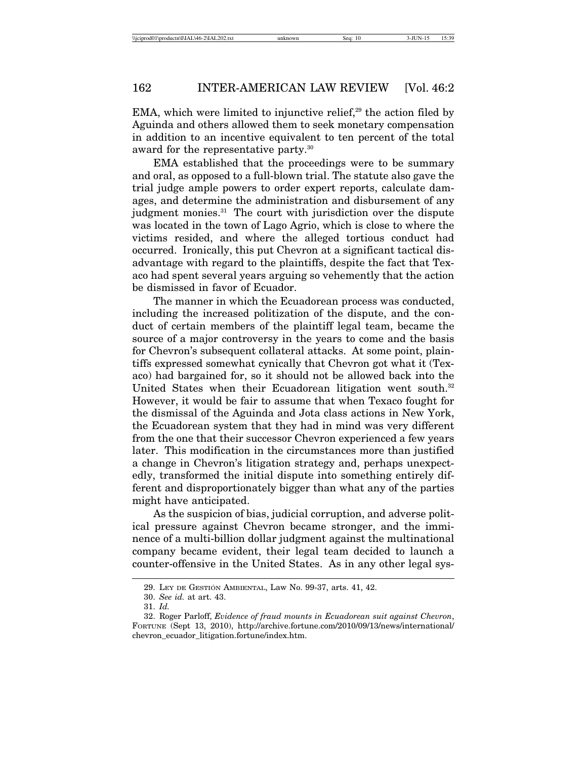EMA, which were limited to injunctive relief,[29] the action filed by Aguinda and others allowed them to seek monetary compensation in addition to an incentive equivalent to ten percent of the total award for the representative party.[30]

EMA established that the proceedings were to be summary and oral, as opposed to a full-blown trial. The statute also gave the trial judge ample powers to order expert reports, calculate damages, and determine the administration and disbursement of any judgment monies.[31] The court with jurisdiction over the dispute was located in the town of Lago Agrio, which is close to where the victims resided, and where the alleged tortious conduct had occurred. Ironically, this put Chevron at a significant tactical disadvantage with regard to the plaintiffs, despite the fact that Texaco had spent several years arguing so vehemently that the action be dismissed in favor of Ecuador.

The manner in which the Ecuadorean process was conducted, including the increased politization of the dispute, and the conduct of certain members of the plaintiff legal team, became the source of a major controversy in the years to come and the basis for Chevron's subsequent collateral attacks. At some point, plaintiffs expressed somewhat cynically that Chevron got what it (Texaco) had bargained for, so it should not be allowed back into the United States when their Ecuadorean litigation went south.[32] However, it would be fair to assume that when Texaco fought for the dismissal of the Aguinda and Jota class actions in New York, the Ecuadorean system that they had in mind was very different from the one that their successor Chevron experienced a few years later. This modification in the circumstances more than justified a change in Chevron's litigation strategy and, perhaps unexpectedly, transformed the initial dispute into something entirely different and disproportionately bigger than what any of the parties might have anticipated.

As the suspicion of bias, judicial corruption, and adverse political pressure against Chevron became stronger, and the imminence of a multi-billion dollar judgment against the multinational company became evident, their legal team decided to launch a counter-offensive in the United States. As in any other legal sys-

29. LEY DE GESTIÓN AMBIENTAL, Law No. 99-37, arts. 41, 42.

30. *See id.* at art. 43.

31. *Id.*

32. Roger Parloff, *Evidence of fraud mounts in Ecuadorean suit against Chevron*, FORTUNE (Sept 13, 2010), http://archive.fortune.com/2010/09/13/news/international/chevron_ecuador_litigation.fortune/index.htm.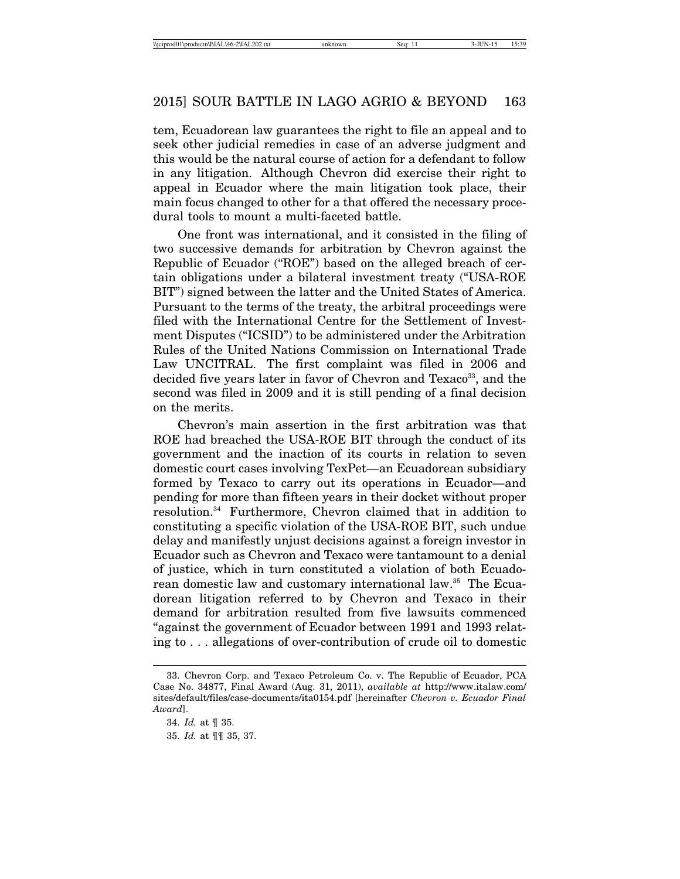tem, Ecuadorean law guarantees the right to file an appeal and to seek other judicial remedies in case of an adverse judgment and this would be the natural course of action for a defendant to follow in any litigation. Although Chevron did exercise their right to appeal in Ecuador where the main litigation took place, their main focus changed to other for a that offered the necessary procedural tools to mount a multi-faceted battle.

One front was international, and it consisted in the filing of two successive demands for arbitration by Chevron against the Republic of Ecuador ("ROE") based on the alleged breach of certain obligations under a bilateral investment treaty ("USA-ROE BIT") signed between the latter and the United States of America. Pursuant to the terms of the treaty, the arbitral proceedings were filed with the International Centre for the Settlement of Investment Disputes ("ICSID") to be administered under the Arbitration Rules of the United Nations Commission on International Trade Law UNCITRAL. The first complaint was filed in 2006 and decided five years later in favor of Chevron and Texaco[33], and the second was filed in 2009 and it is still pending of a final decision on the merits.

Chevron's main assertion in the first arbitration was that ROE had breached the USA-ROE BIT through the conduct of its government and the inaction of its courts in relation to seven domestic court cases involving TexPet—an Ecuadorean subsidiary formed by Texaco to carry out its operations in Ecuador—and pending for more than fifteen years in their docket without proper resolution.[34] Furthermore, Chevron claimed that in addition to constituting a specific violation of the USA-ROE BIT, such undue delay and manifestly unjust decisions against a foreign investor in Ecuador such as Chevron and Texaco were tantamount to a denial of justice, which in turn constituted a violation of both Ecuadorean domestic law and customary international law.[35] The Ecuadorean litigation referred to by Chevron and Texaco in their demand for arbitration resulted from five lawsuits commenced "against the government of Ecuador between 1991 and 1993 relating to . . . allegations of over-contribution of crude oil to domestic

---

33. Chevron Corp. and Texaco Petroleum Co. v. The Republic of Ecuador, PCA Case No. 34877, Final Award (Aug. 31, 2011), *available at* http://www.italaw.com/sites/default/files/case-documents/ita0154.pdf [hereinafter *Chevron v. Ecuador Final Award*].

34. *Id.* at ¶ 35.

35. *Id.* at ¶¶ 35, 37.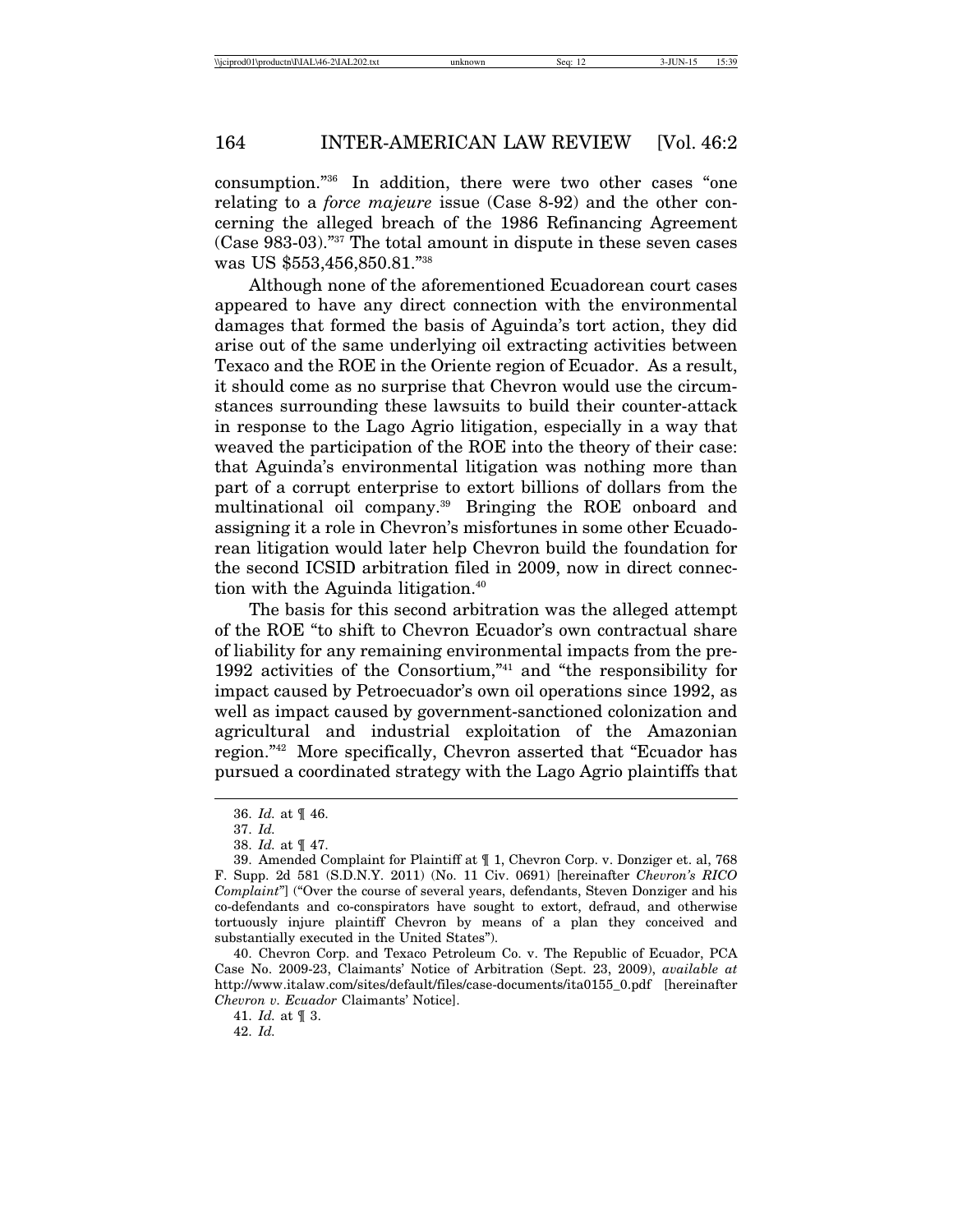consumption."[36] In addition, there were two other cases "one relating to a *force majeure* issue (Case 8-92) and the other concerning the alleged breach of the 1986 Refinancing Agreement (Case 983-03)."[37] The total amount in dispute in these seven cases was US $553,456,850.81."[38]

Although none of the aforementioned Ecuadorean court cases appeared to have any direct connection with the environmental damages that formed the basis of Aguinda's tort action, they did arise out of the same underlying oil extracting activities between Texaco and the ROE in the Oriente region of Ecuador. As a result, it should come as no surprise that Chevron would use the circumstances surrounding these lawsuits to build their counter-attack in response to the Lago Agrio litigation, especially in a way that weaved the participation of the ROE into the theory of their case: that Aguinda's environmental litigation was nothing more than part of a corrupt enterprise to extort billions of dollars from the multinational oil company.[39] Bringing the ROE onboard and assigning it a role in Chevron's misfortunes in some other Ecuadorean litigation would later help Chevron build the foundation for the second ICSID arbitration filed in 2009, now in direct connection with the Aguinda litigation.[40]

The basis for this second arbitration was the alleged attempt of the ROE "to shift to Chevron Ecuador's own contractual share of liability for any remaining environmental impacts from the pre-1992 activities of the Consortium,"[41] and "the responsibility for impact caused by Petroecuador's own oil operations since 1992, as well as impact caused by government-sanctioned colonization and agricultural and industrial exploitation of the Amazonian region."[42] More specifically, Chevron asserted that "Ecuador has pursued a coordinated strategy with the Lago Agrio plaintiffs that

---

36. *Id.* at ¶ 46.

37. *Id.*

38. *Id.* at ¶ 47.

39. Amended Complaint for Plaintiff at ¶ 1, Chevron Corp. v. Donziger et. al, 768 F. Supp. 2d 581 (S.D.N.Y. 2011) (No. 11 Civ. 0691) [hereinafter *Chevron's RICO Complaint*"] ("Over the course of several years, defendants, Steven Donziger and his co-defendants and co-conspirators have sought to extort, defraud, and otherwise tortuously injure plaintiff Chevron by means of a plan they conceived and substantially executed in the United States").

40. Chevron Corp. and Texaco Petroleum Co. v. The Republic of Ecuador, PCA Case No. 2009-23, Claimants' Notice of Arbitration (Sept. 23, 2009), *available at* http://www.italaw.com/sites/default/files/case-documents/ita0155_0.pdf [hereinafter *Chevron v. Ecuador* Claimants' Notice].

41. *Id.* at ¶ 3.

42. *Id.*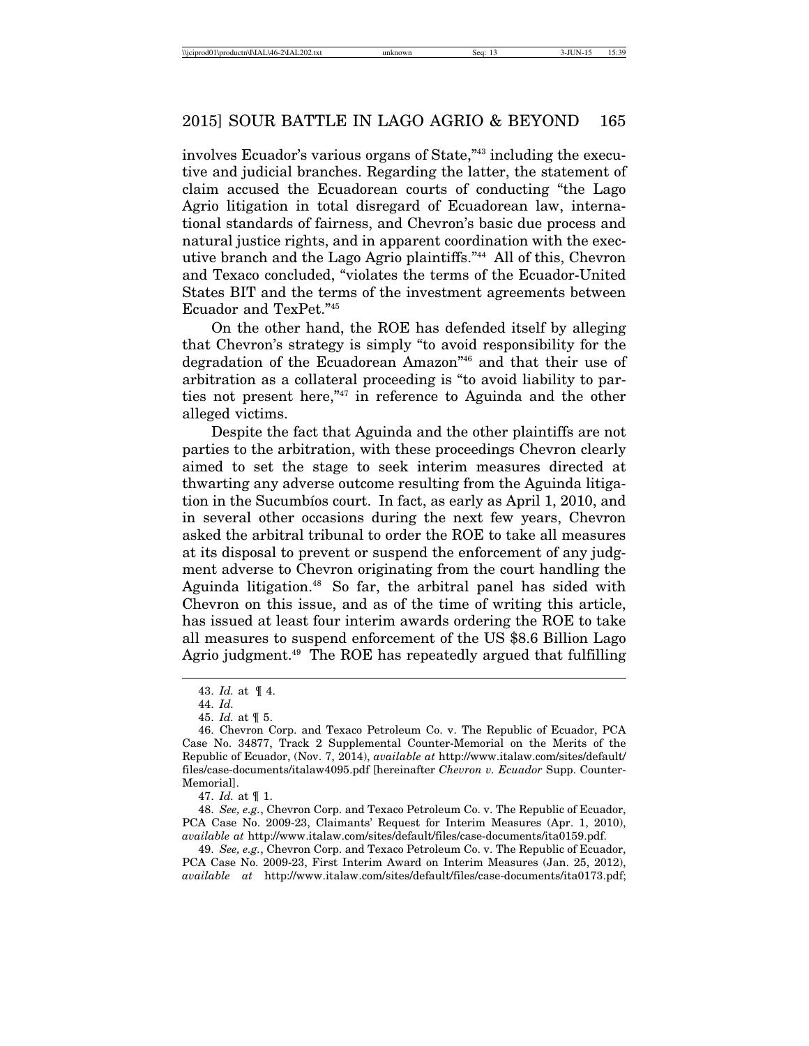involves Ecuador's various organs of State,"[43] including the executive and judicial branches. Regarding the latter, the statement of claim accused the Ecuadorean courts of conducting "the Lago Agrio litigation in total disregard of Ecuadorean law, international standards of fairness, and Chevron's basic due process and natural justice rights, and in apparent coordination with the executive branch and the Lago Agrio plaintiffs."[44] All of this, Chevron and Texaco concluded, "violates the terms of the Ecuador-United States BIT and the terms of the investment agreements between Ecuador and TexPet."[45]

On the other hand, the ROE has defended itself by alleging that Chevron's strategy is simply "to avoid responsibility for the degradation of the Ecuadorean Amazon"[46] and that their use of arbitration as a collateral proceeding is "to avoid liability to parties not present here,"[47] in reference to Aguinda and the other alleged victims.

Despite the fact that Aguinda and the other plaintiffs are not parties to the arbitration, with these proceedings Chevron clearly aimed to set the stage to seek interim measures directed at thwarting any adverse outcome resulting from the Aguinda litigation in the Sucumbíos court. In fact, as early as April 1, 2010, and in several other occasions during the next few years, Chevron asked the arbitral tribunal to order the ROE to take all measures at its disposal to prevent or suspend the enforcement of any judgment adverse to Chevron originating from the court handling the Aguinda litigation.[48] So far, the arbitral panel has sided with Chevron on this issue, and as of the time of writing this article, has issued at least four interim awards ordering the ROE to take all measures to suspend enforcement of the US $8.6 Billion Lago Agrio judgment.[49] The ROE has repeatedly argued that fulfilling

---

43. *Id.* at ¶ 4.

44. *Id.*

45. *Id.* at ¶ 5.

46. Chevron Corp. and Texaco Petroleum Co. v. The Republic of Ecuador, PCA Case No. 34877, Track 2 Supplemental Counter-Memorial on the Merits of the Republic of Ecuador, (Nov. 7, 2014), *available at* http://www.italaw.com/sites/default/files/case-documents/italaw4095.pdf [hereinafter *Chevron v. Ecuador* Supp. Counter-Memorial].

47. *Id.* at ¶ 1.

48. *See, e.g.*, Chevron Corp. and Texaco Petroleum Co. v. The Republic of Ecuador, PCA Case No. 2009-23, Claimants' Request for Interim Measures (Apr. 1, 2010), *available at* http://www.italaw.com/sites/default/files/case-documents/ita0159.pdf.

49. *See, e.g.*, Chevron Corp. and Texaco Petroleum Co. v. The Republic of Ecuador, PCA Case No. 2009-23, First Interim Award on Interim Measures (Jan. 25, 2012), *available at* http://www.italaw.com/sites/default/files/case-documents/ita0173.pdf;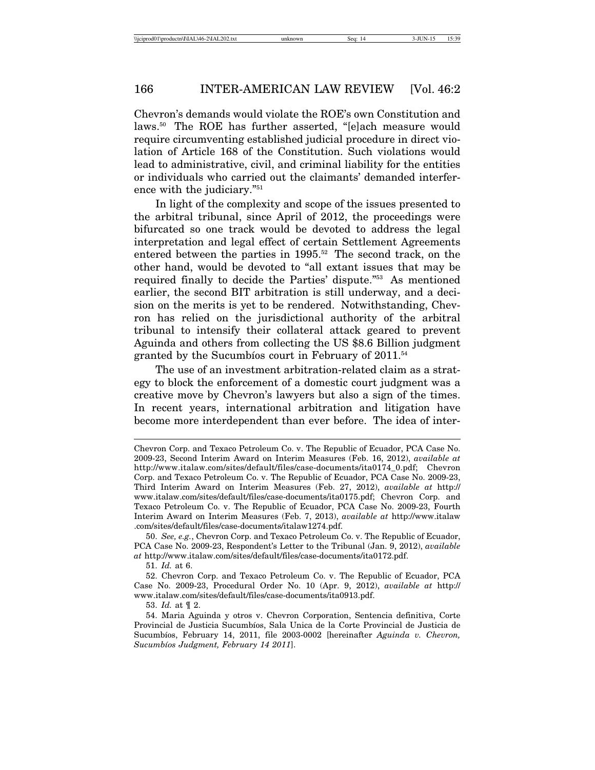Chevron's demands would violate the ROE's own Constitution and laws.[50] The ROE has further asserted, "[e]ach measure would require circumventing established judicial procedure in direct violation of Article 168 of the Constitution. Such violations would lead to administrative, civil, and criminal liability for the entities or individuals who carried out the claimants' demanded interference with the judiciary."[51]

In light of the complexity and scope of the issues presented to the arbitral tribunal, since April of 2012, the proceedings were bifurcated so one track would be devoted to address the legal interpretation and legal effect of certain Settlement Agreements entered between the parties in 1995.[52] The second track, on the other hand, would be devoted to "all extant issues that may be required finally to decide the Parties' dispute."[53] As mentioned earlier, the second BIT arbitration is still underway, and a decision on the merits is yet to be rendered. Notwithstanding, Chevron has relied on the jurisdictional authority of the arbitral tribunal to intensify their collateral attack geared to prevent Aguinda and others from collecting the US $8.6 Billion judgment granted by the Sucumbíos court in February of 2011.[54]

The use of an investment arbitration-related claim as a strategy to block the enforcement of a domestic court judgment was a creative move by Chevron's lawyers but also a sign of the times. In recent years, international arbitration and litigation have become more interdependent than ever before. The idea of inter-

---

Chevron Corp. and Texaco Petroleum Co. v. The Republic of Ecuador, PCA Case No. 2009-23, Second Interim Award on Interim Measures (Feb. 16, 2012), *available at* http://www.italaw.com/sites/default/files/case-documents/ita0174_0.pdf; Chevron Corp. and Texaco Petroleum Co. v. The Republic of Ecuador, PCA Case No. 2009-23, Third Interim Award on Interim Measures (Feb. 27, 2012), *available at* http://www.italaw.com/sites/default/files/case-documents/ita0175.pdf; Chevron Corp. and Texaco Petroleum Co. v. The Republic of Ecuador, PCA Case No. 2009-23, Fourth Interim Award on Interim Measures (Feb. 7, 2013), *available at* http://www.italaw.com/sites/default/files/case-documents/italaw1274.pdf.

50. *See, e.g.*, Chevron Corp. and Texaco Petroleum Co. v. The Republic of Ecuador, PCA Case No. 2009-23, Respondent's Letter to the Tribunal (Jan. 9, 2012), *available at* http://www.italaw.com/sites/default/files/case-documents/ita0172.pdf.

51. *Id.* at 6.

52. Chevron Corp. and Texaco Petroleum Co. v. The Republic of Ecuador, PCA Case No. 2009-23, Procedural Order No. 10 (Apr. 9, 2012), *available at* http://www.italaw.com/sites/default/files/case-documents/ita0913.pdf.

53. *Id.* at ¶ 2.

54. Maria Aguinda y otros v. Chevron Corporation, Sentencia definitiva, Corte Provincial de Justicia Sucumbíos, Sala Unica de la Corte Provincial de Justicia de Sucumbíos, February 14, 2011, file 2003-0002 [hereinafter *Aguinda v. Chevron, Sucumbíos Judgment, February 14 2011*].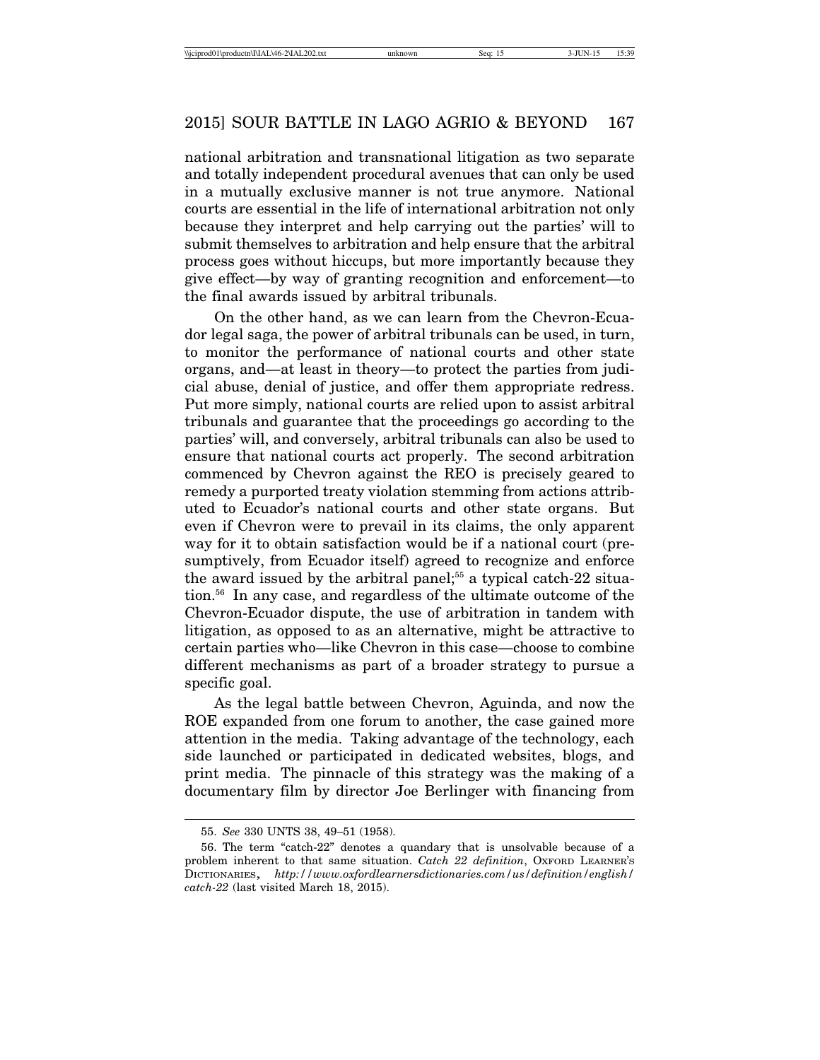national arbitration and transnational litigation as two separate and totally independent procedural avenues that can only be used in a mutually exclusive manner is not true anymore. National courts are essential in the life of international arbitration not only because they interpret and help carrying out the parties' will to submit themselves to arbitration and help ensure that the arbitral process goes without hiccups, but more importantly because they give effect—by way of granting recognition and enforcement—to the final awards issued by arbitral tribunals.

On the other hand, as we can learn from the Chevron-Ecuador legal saga, the power of arbitral tribunals can be used, in turn, to monitor the performance of national courts and other state organs, and—at least in theory—to protect the parties from judicial abuse, denial of justice, and offer them appropriate redress. Put more simply, national courts are relied upon to assist arbitral tribunals and guarantee that the proceedings go according to the parties' will, and conversely, arbitral tribunals can also be used to ensure that national courts act properly. The second arbitration commenced by Chevron against the REO is precisely geared to remedy a purported treaty violation stemming from actions attributed to Ecuador's national courts and other state organs. But even if Chevron were to prevail in its claims, the only apparent way for it to obtain satisfaction would be if a national court (presumptively, from Ecuador itself) agreed to recognize and enforce the award issued by the arbitral panel;[55] a typical catch-22 situation.[56] In any case, and regardless of the ultimate outcome of the Chevron-Ecuador dispute, the use of arbitration in tandem with litigation, as opposed to as an alternative, might be attractive to certain parties who—like Chevron in this case—choose to combine different mechanisms as part of a broader strategy to pursue a specific goal.

As the legal battle between Chevron, Aguinda, and now the ROE expanded from one forum to another, the case gained more attention in the media. Taking advantage of the technology, each side launched or participated in dedicated websites, blogs, and print media. The pinnacle of this strategy was the making of a documentary film by director Joe Berlinger with financing from

---

55. *See* 330 UNTS 38, 49–51 (1958).

56. The term "catch-22" denotes a quandary that is unsolvable because of a problem inherent to that same situation. *Catch 22 definition*, OXFORD LEARNER'S DICTIONARIES, *http://www.oxfordlearnersdictionaries.com/us/definition/english/catch-22* (last visited March 18, 2015).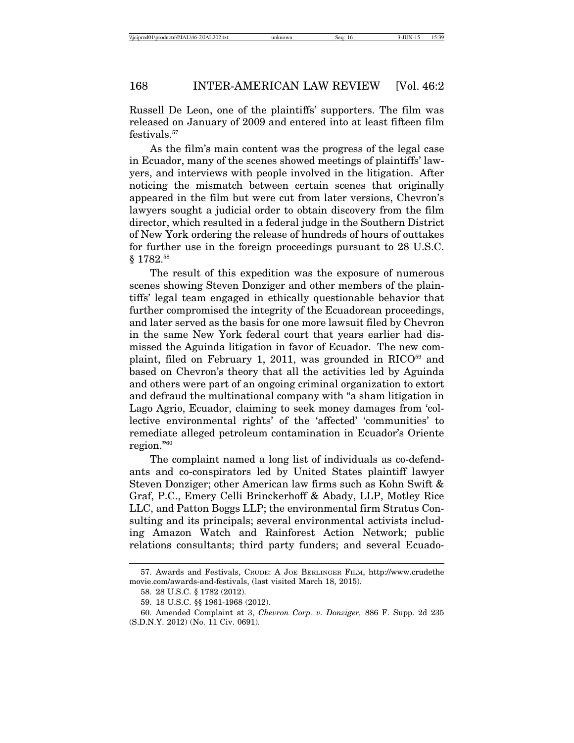Russell De Leon, one of the plaintiffs' supporters. The film was released on January of 2009 and entered into at least fifteen film festivals.[57]

As the film's main content was the progress of the legal case in Ecuador, many of the scenes showed meetings of plaintiffs' lawyers, and interviews with people involved in the litigation. After noticing the mismatch between certain scenes that originally appeared in the film but were cut from later versions, Chevron's lawyers sought a judicial order to obtain discovery from the film director, which resulted in a federal judge in the Southern District of New York ordering the release of hundreds of hours of outtakes for further use in the foreign proceedings pursuant to 28 U.S.C. § 1782.[58]

The result of this expedition was the exposure of numerous scenes showing Steven Donziger and other members of the plaintiffs' legal team engaged in ethically questionable behavior that further compromised the integrity of the Ecuadorean proceedings, and later served as the basis for one more lawsuit filed by Chevron in the same New York federal court that years earlier had dismissed the Aguinda litigation in favor of Ecuador. The new complaint, filed on February 1, 2011, was grounded in RICO[59] and based on Chevron's theory that all the activities led by Aguinda and others were part of an ongoing criminal organization to extort and defraud the multinational company with "a sham litigation in Lago Agrio, Ecuador, claiming to seek money damages from 'collective environmental rights' of the 'affected' 'communities' to remediate alleged petroleum contamination in Ecuador's Oriente region."[60]

The complaint named a long list of individuals as co-defendants and co-conspirators led by United States plaintiff lawyer Steven Donziger; other American law firms such as Kohn Swift & Graf, P.C., Emery Celli Brinckerhoff & Abady, LLP, Motley Rice LLC, and Patton Boggs LLP; the environmental firm Stratus Consulting and its principals; several environmental activists including Amazon Watch and Rainforest Action Network; public relations consultants; third party funders; and several Ecuado-

---

57. Awards and Festivals, CRUDE: A JOE BERLINGER FILM, http://www.crudethemovie.com/awards-and-festivals, (last visited March 18, 2015).

58. 28 U.S.C. § 1782 (2012).

59. 18 U.S.C. §§ 1961-1968 (2012).

60. Amended Complaint at 3, *Chevron Corp. v. Donziger,* 886 F. Supp. 2d 235 (S.D.N.Y. 2012) (No. 11 Civ. 0691).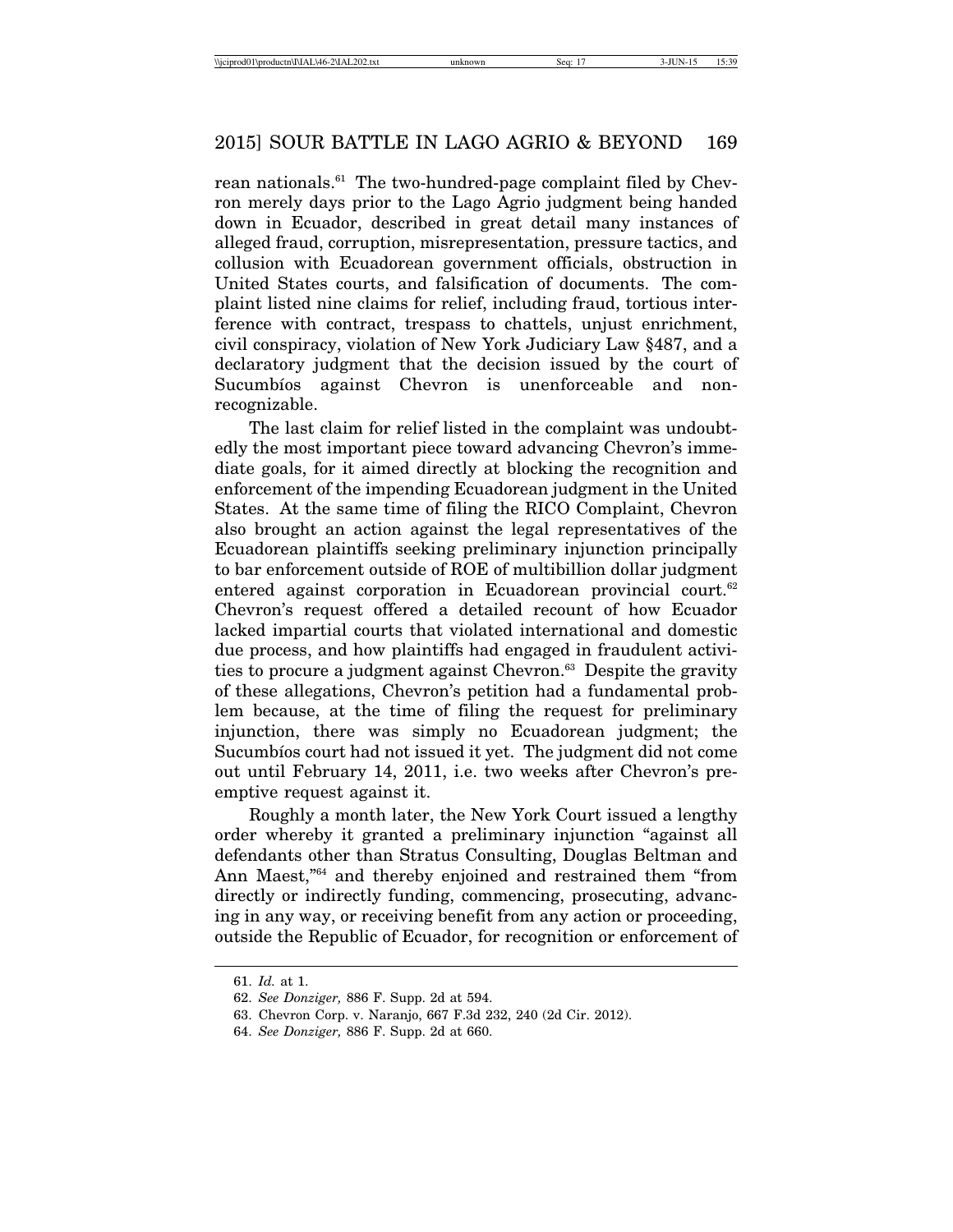rean nationals.[61] The two-hundred-page complaint filed by Chevron merely days prior to the Lago Agrio judgment being handed down in Ecuador, described in great detail many instances of alleged fraud, corruption, misrepresentation, pressure tactics, and collusion with Ecuadorean government officials, obstruction in United States courts, and falsification of documents. The complaint listed nine claims for relief, including fraud, tortious interference with contract, trespass to chattels, unjust enrichment, civil conspiracy, violation of New York Judiciary Law §487, and a declaratory judgment that the decision issued by the court of Sucumbíos against Chevron is unenforceable and non-recognizable.

The last claim for relief listed in the complaint was undoubtedly the most important piece toward advancing Chevron's immediate goals, for it aimed directly at blocking the recognition and enforcement of the impending Ecuadorean judgment in the United States. At the same time of filing the RICO Complaint, Chevron also brought an action against the legal representatives of the Ecuadorean plaintiffs seeking preliminary injunction principally to bar enforcement outside of ROE of multibillion dollar judgment entered against corporation in Ecuadorean provincial court.[62] Chevron's request offered a detailed recount of how Ecuador lacked impartial courts that violated international and domestic due process, and how plaintiffs had engaged in fraudulent activities to procure a judgment against Chevron.[63] Despite the gravity of these allegations, Chevron's petition had a fundamental problem because, at the time of filing the request for preliminary injunction, there was simply no Ecuadorean judgment; the Sucumbíos court had not issued it yet. The judgment did not come out until February 14, 2011, i.e. two weeks after Chevron's preemptive request against it.

Roughly a month later, the New York Court issued a lengthy order whereby it granted a preliminary injunction "against all defendants other than Stratus Consulting, Douglas Beltman and Ann Maest,"[64] and thereby enjoined and restrained them "from directly or indirectly funding, commencing, prosecuting, advancing in any way, or receiving benefit from any action or proceeding, outside the Republic of Ecuador, for recognition or enforcement of

---

61. *Id.* at 1.

62. *See Donziger,* 886 F. Supp. 2d at 594.

63. Chevron Corp. v. Naranjo, 667 F.3d 232, 240 (2d Cir. 2012).

64. *See Donziger,* 886 F. Supp. 2d at 660.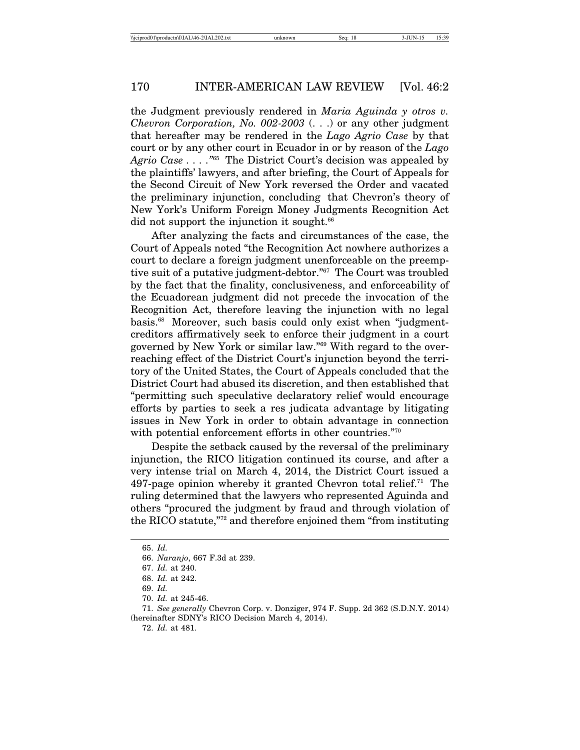the Judgment previously rendered in *Maria Aguinda y otros v. Chevron Corporation, No. 002-2003* (. . .) or any other judgment that hereafter may be rendered in the *Lago Agrio Case* by that court or by any other court in Ecuador in or by reason of the *Lago Agrio Case* . . . ."[65] The District Court's decision was appealed by the plaintiffs' lawyers, and after briefing, the Court of Appeals for the Second Circuit of New York reversed the Order and vacated the preliminary injunction, concluding that Chevron's theory of New York's Uniform Foreign Money Judgments Recognition Act did not support the injunction it sought.[66]

After analyzing the facts and circumstances of the case, the Court of Appeals noted "the Recognition Act nowhere authorizes a court to declare a foreign judgment unenforceable on the preemptive suit of a putative judgment-debtor."[67] The Court was troubled by the fact that the finality, conclusiveness, and enforceability of the Ecuadorean judgment did not precede the invocation of the Recognition Act, therefore leaving the injunction with no legal basis.[68] Moreover, such basis could only exist when "judgment-creditors affirmatively seek to enforce their judgment in a court governed by New York or similar law."[69] With regard to the overreaching effect of the District Court's injunction beyond the territory of the United States, the Court of Appeals concluded that the District Court had abused its discretion, and then established that "permitting such speculative declaratory relief would encourage efforts by parties to seek a res judicata advantage by litigating issues in New York in order to obtain advantage in connection with potential enforcement efforts in other countries."[70]

Despite the setback caused by the reversal of the preliminary injunction, the RICO litigation continued its course, and after a very intense trial on March 4, 2014, the District Court issued a 497-page opinion whereby it granted Chevron total relief.[71] The ruling determined that the lawyers who represented Aguinda and others "procured the judgment by fraud and through violation of the RICO statute,"[72] and therefore enjoined them "from instituting

---

65. *Id.*

66. *Naranjo*, 667 F.3d at 239.

67. *Id.* at 240.

68. *Id.* at 242.

69. *Id.*

70. *Id.* at 245-46.

71. *See generally* Chevron Corp. v. Donziger, 974 F. Supp. 2d 362 (S.D.N.Y. 2014) (hereinafter SDNY's RICO Decision March 4, 2014).

72. *Id.* at 481.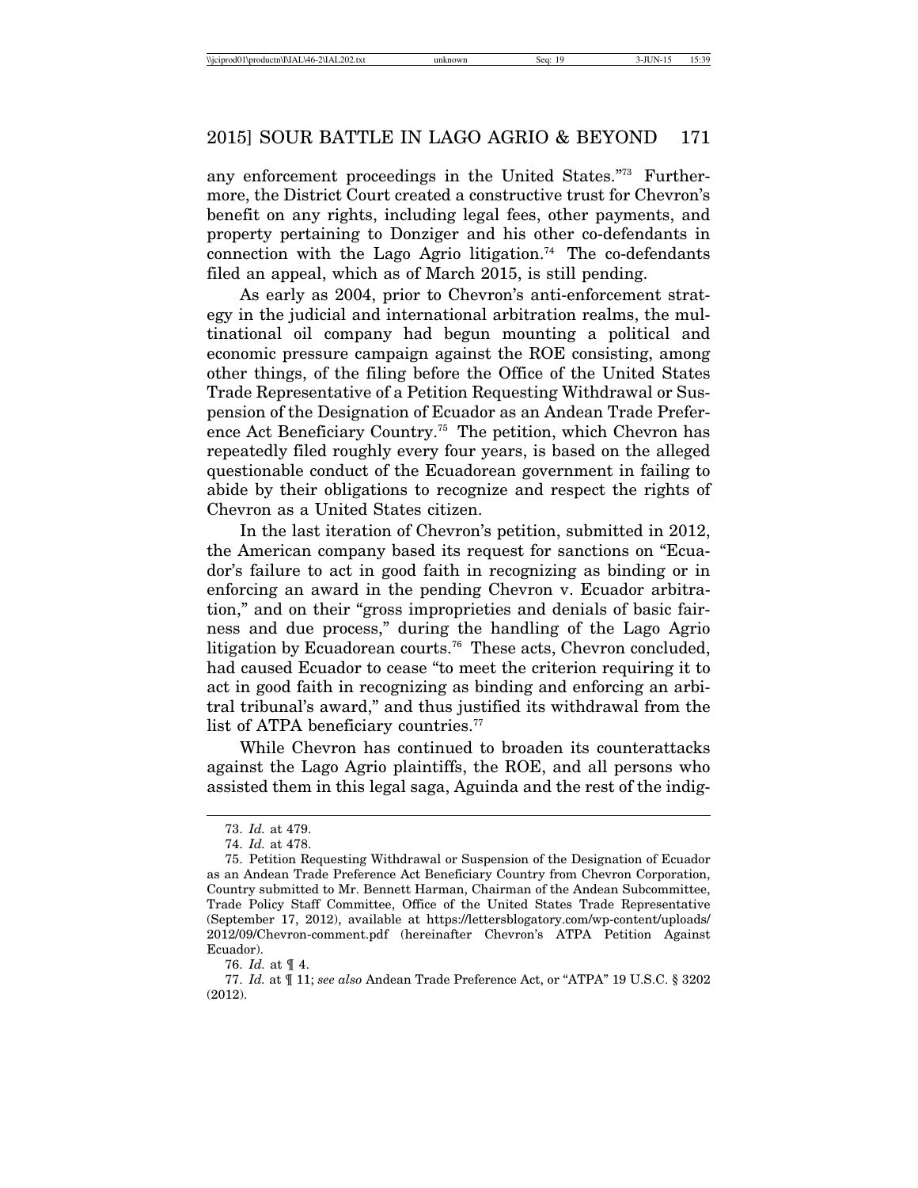any enforcement proceedings in the United States."[73] Furthermore, the District Court created a constructive trust for Chevron's benefit on any rights, including legal fees, other payments, and property pertaining to Donziger and his other co-defendants in connection with the Lago Agrio litigation.[74] The co-defendants filed an appeal, which as of March 2015, is still pending.

As early as 2004, prior to Chevron's anti-enforcement strategy in the judicial and international arbitration realms, the multinational oil company had begun mounting a political and economic pressure campaign against the ROE consisting, among other things, of the filing before the Office of the United States Trade Representative of a Petition Requesting Withdrawal or Suspension of the Designation of Ecuador as an Andean Trade Preference Act Beneficiary Country.[75] The petition, which Chevron has repeatedly filed roughly every four years, is based on the alleged questionable conduct of the Ecuadorean government in failing to abide by their obligations to recognize and respect the rights of Chevron as a United States citizen.

In the last iteration of Chevron's petition, submitted in 2012, the American company based its request for sanctions on "Ecuador's failure to act in good faith in recognizing as binding or in enforcing an award in the pending Chevron v. Ecuador arbitration," and on their "gross improprieties and denials of basic fairness and due process," during the handling of the Lago Agrio litigation by Ecuadorean courts.[76] These acts, Chevron concluded, had caused Ecuador to cease "to meet the criterion requiring it to act in good faith in recognizing as binding and enforcing an arbitral tribunal's award," and thus justified its withdrawal from the list of ATPA beneficiary countries.[77]

While Chevron has continued to broaden its counterattacks against the Lago Agrio plaintiffs, the ROE, and all persons who assisted them in this legal saga, Aguinda and the rest of the indig-

---

73. *Id.* at 479.

74. *Id.* at 478.

75. Petition Requesting Withdrawal or Suspension of the Designation of Ecuador as an Andean Trade Preference Act Beneficiary Country from Chevron Corporation, Country submitted to Mr. Bennett Harman, Chairman of the Andean Subcommittee, Trade Policy Staff Committee, Office of the United States Trade Representative (September 17, 2012), available at https://lettersblogatory.com/wp-content/uploads/2012/09/Chevron-comment.pdf (hereinafter Chevron's ATPA Petition Against Ecuador).

76. *Id.* at ¶ 4.

77. *Id.* at ¶ 11; *see also* Andean Trade Preference Act, or "ATPA" 19 U.S.C. § 3202 (2012).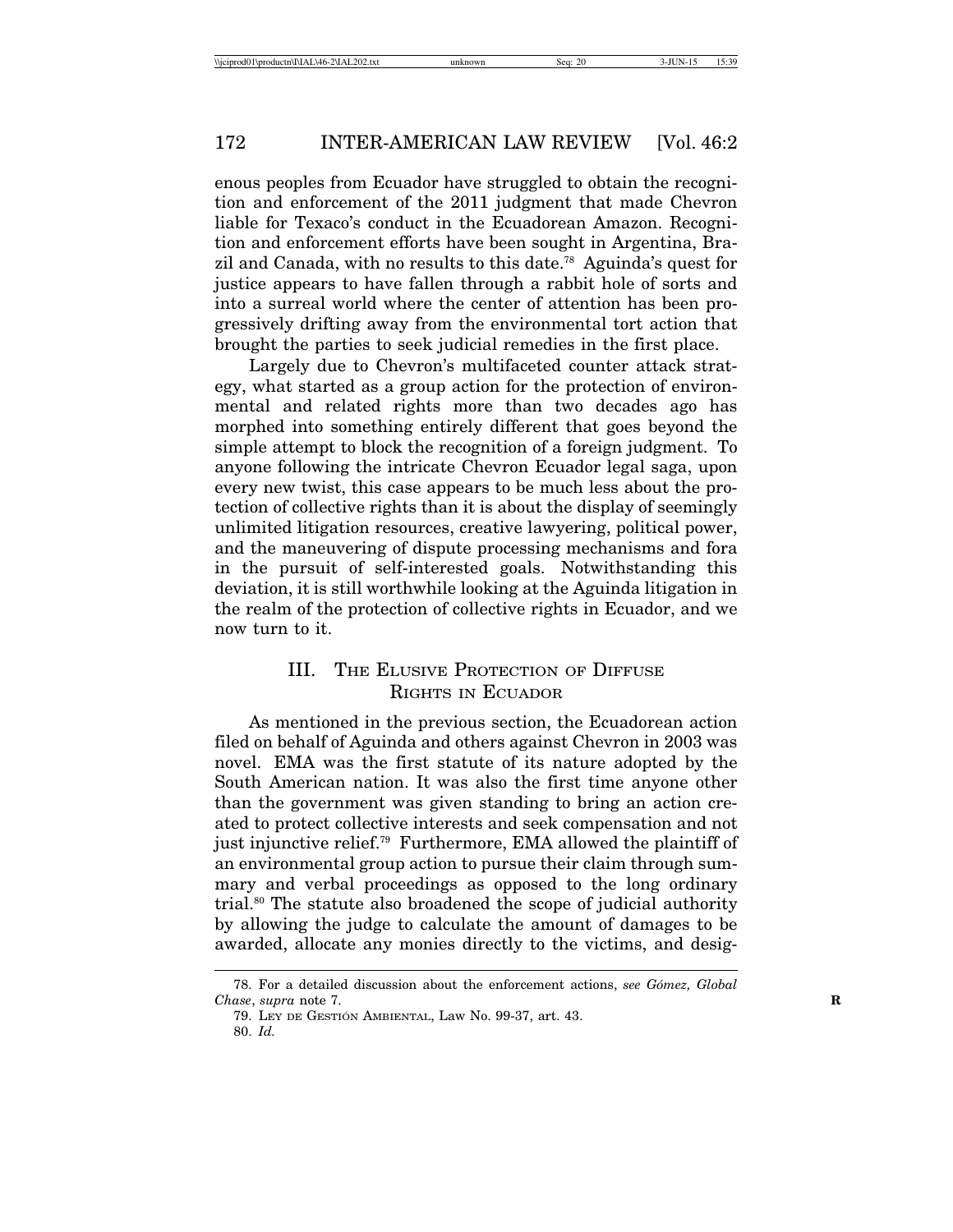enous peoples from Ecuador have struggled to obtain the recognition and enforcement of the 2011 judgment that made Chevron liable for Texaco's conduct in the Ecuadorean Amazon. Recognition and enforcement efforts have been sought in Argentina, Brazil and Canada, with no results to this date.[78] Aguinda's quest for justice appears to have fallen through a rabbit hole of sorts and into a surreal world where the center of attention has been progressively drifting away from the environmental tort action that brought the parties to seek judicial remedies in the first place.

Largely due to Chevron's multifaceted counter attack strategy, what started as a group action for the protection of environmental and related rights more than two decades ago has morphed into something entirely different that goes beyond the simple attempt to block the recognition of a foreign judgment. To anyone following the intricate Chevron Ecuador legal saga, upon every new twist, this case appears to be much less about the protection of collective rights than it is about the display of seemingly unlimited litigation resources, creative lawyering, political power, and the maneuvering of dispute processing mechanisms and fora in the pursuit of self-interested goals. Notwithstanding this deviation, it is still worthwhile looking at the Aguinda litigation in the realm of the protection of collective rights in Ecuador, and we now turn to it.

## III. The Elusive Protection of Diffuse Rights in Ecuador

As mentioned in the previous section, the Ecuadorean action filed on behalf of Aguinda and others against Chevron in 2003 was novel. EMA was the first statute of its nature adopted by the South American nation. It was also the first time anyone other than the government was given standing to bring an action created to protect collective interests and seek compensation and not just injunctive relief.[79] Furthermore, EMA allowed the plaintiff of an environmental group action to pursue their claim through summary and verbal proceedings as opposed to the long ordinary trial.[80] The statute also broadened the scope of judicial authority by allowing the judge to calculate the amount of damages to be awarded, allocate any monies directly to the victims, and desig-

---

78. For a detailed discussion about the enforcement actions, *see Gómez, Global Chase*, *supra* note 7.

79. Ley de Gestión Ambiental, Law No. 99-37, art. 43.

80. *Id.*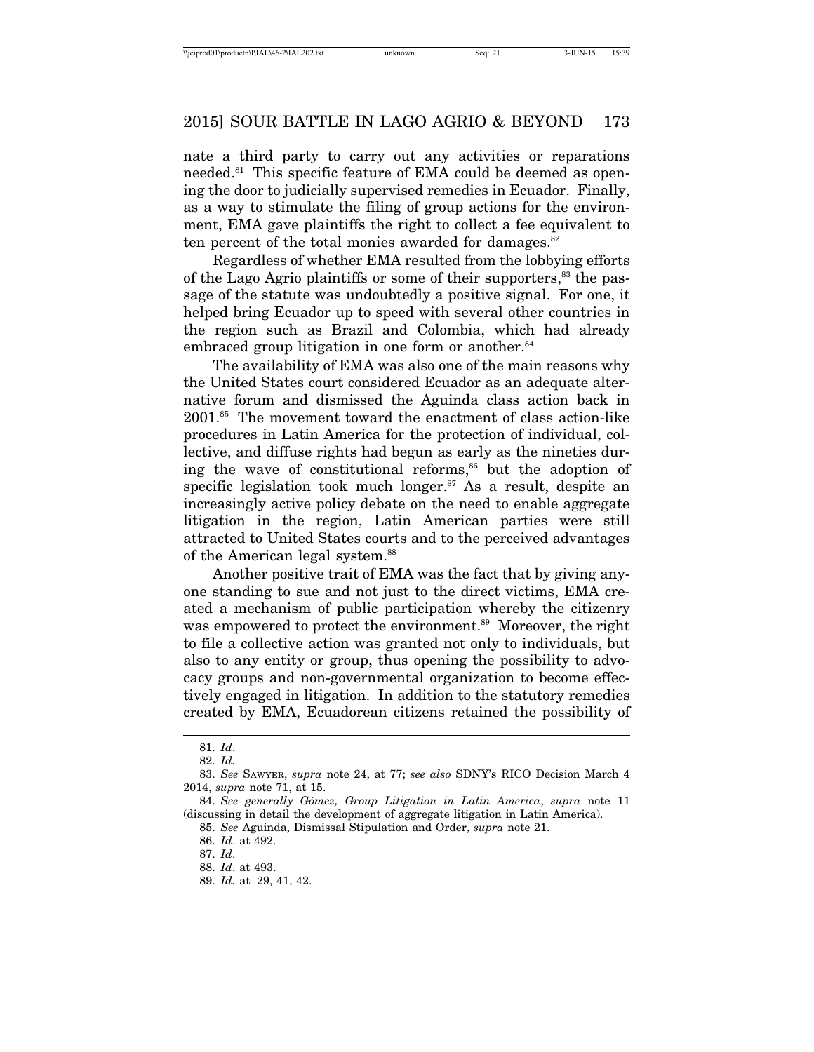nate a third party to carry out any activities or reparations needed.[81] This specific feature of EMA could be deemed as opening the door to judicially supervised remedies in Ecuador. Finally, as a way to stimulate the filing of group actions for the environment, EMA gave plaintiffs the right to collect a fee equivalent to ten percent of the total monies awarded for damages.[82]

Regardless of whether EMA resulted from the lobbying efforts of the Lago Agrio plaintiffs or some of their supporters,[83] the passage of the statute was undoubtedly a positive signal. For one, it helped bring Ecuador up to speed with several other countries in the region such as Brazil and Colombia, which had already embraced group litigation in one form or another.[84]

The availability of EMA was also one of the main reasons why the United States court considered Ecuador as an adequate alternative forum and dismissed the Aguinda class action back in 2001.[85] The movement toward the enactment of class action-like procedures in Latin America for the protection of individual, collective, and diffuse rights had begun as early as the nineties during the wave of constitutional reforms,[86] but the adoption of specific legislation took much longer.[87] As a result, despite an increasingly active policy debate on the need to enable aggregate litigation in the region, Latin American parties were still attracted to United States courts and to the perceived advantages of the American legal system.[88]

Another positive trait of EMA was the fact that by giving anyone standing to sue and not just to the direct victims, EMA created a mechanism of public participation whereby the citizenry was empowered to protect the environment.[89] Moreover, the right to file a collective action was granted not only to individuals, but also to any entity or group, thus opening the possibility to advocacy groups and non-governmental organization to become effectively engaged in litigation. In addition to the statutory remedies created by EMA, Ecuadorean citizens retained the possibility of

---

81. *Id*.

82. *Id.*

83. *See* Sawyer, *supra* note 24, at 77; *see also* SDNY's RICO Decision March 4 2014, *supra* note 71, at 15.

84. *See generally Gómez, Group Litigation in Latin America*, *supra* note 11 (discussing in detail the development of aggregate litigation in Latin America).

85. *See* Aguinda, Dismissal Stipulation and Order, *supra* note 21.

86. *Id*. at 492.

87. *Id*.

88. *Id*. at 493.

89. *Id.* at 29, 41, 42.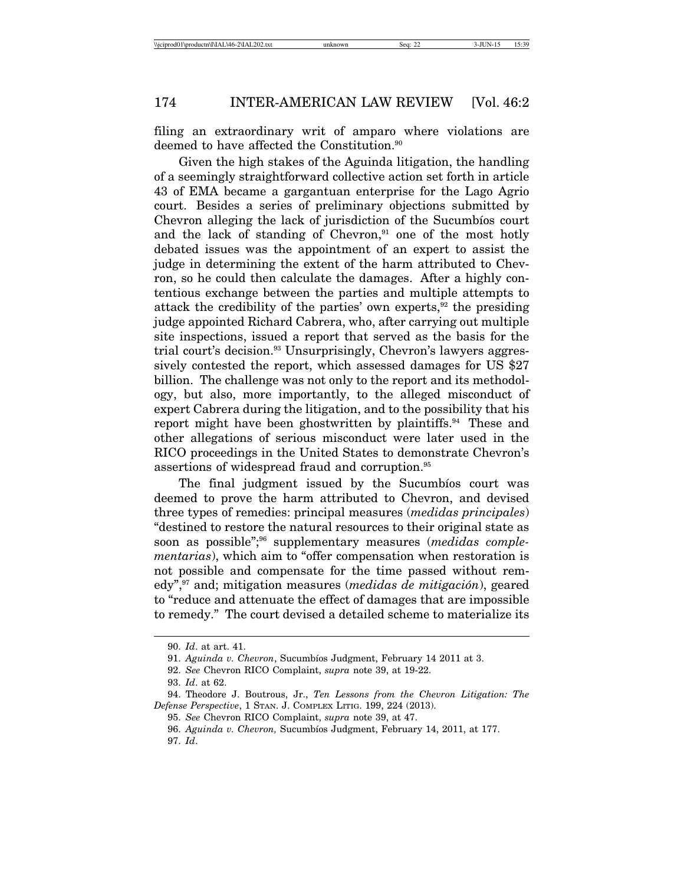filing an extraordinary writ of amparo where violations are deemed to have affected the Constitution.[90]

Given the high stakes of the Aguinda litigation, the handling of a seemingly straightforward collective action set forth in article 43 of EMA became a gargantuan enterprise for the Lago Agrio court. Besides a series of preliminary objections submitted by Chevron alleging the lack of jurisdiction of the Sucumbíos court and the lack of standing of Chevron,[91] one of the most hotly debated issues was the appointment of an expert to assist the judge in determining the extent of the harm attributed to Chevron, so he could then calculate the damages. After a highly contentious exchange between the parties and multiple attempts to attack the credibility of the parties' own experts,[92] the presiding judge appointed Richard Cabrera, who, after carrying out multiple site inspections, issued a report that served as the basis for the trial court's decision.[93] Unsurprisingly, Chevron's lawyers aggressively contested the report, which assessed damages for US $27 billion. The challenge was not only to the report and its methodology, but also, more importantly, to the alleged misconduct of expert Cabrera during the litigation, and to the possibility that his report might have been ghostwritten by plaintiffs.[94] These and other allegations of serious misconduct were later used in the RICO proceedings in the United States to demonstrate Chevron's assertions of widespread fraud and corruption.[95]

The final judgment issued by the Sucumbíos court was deemed to prove the harm attributed to Chevron, and devised three types of remedies: principal measures (*medidas principales*) "destined to restore the natural resources to their original state as soon as possible";[96] supplementary measures (*medidas complementarias*), which aim to "offer compensation when restoration is not possible and compensate for the time passed without remedy",[97] and; mitigation measures (*medidas de mitigación*), geared to "reduce and attenuate the effect of damages that are impossible to remedy." The court devised a detailed scheme to materialize its

---

90. *Id*. at art. 41.

91. *Aguinda v. Chevron*, Sucumbíos Judgment, February 14 2011 at 3.

92. *See* Chevron RICO Complaint, *supra* note 39, at 19-22.

93. *Id*. at 62.

94. Theodore J. Boutrous, Jr., *Ten Lessons from the Chevron Litigation: The Defense Perspective*, 1 STAN. J. COMPLEX LITIG. 199, 224 (2013).

95. *See* Chevron RICO Complaint, *supra* note 39, at 47.

96. *Aguinda v. Chevron,* Sucumbíos Judgment, February 14, 2011, at 177.

97. *Id*.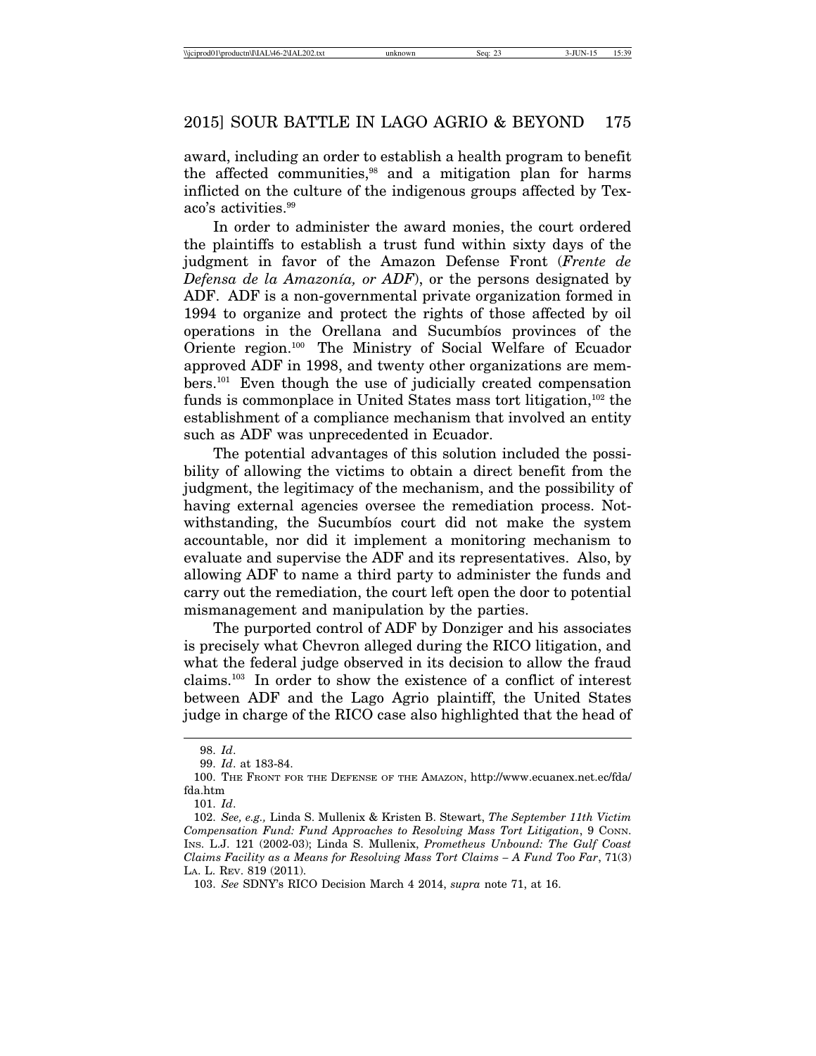award, including an order to establish a health program to benefit the affected communities,[98] and a mitigation plan for harms inflicted on the culture of the indigenous groups affected by Texaco's activities.[99]

In order to administer the award monies, the court ordered the plaintiffs to establish a trust fund within sixty days of the judgment in favor of the Amazon Defense Front (*Frente de Defensa de la Amazonía, or ADF*), or the persons designated by ADF. ADF is a non-governmental private organization formed in 1994 to organize and protect the rights of those affected by oil operations in the Orellana and Sucumbíos provinces of the Oriente region.[100] The Ministry of Social Welfare of Ecuador approved ADF in 1998, and twenty other organizations are members.[101] Even though the use of judicially created compensation funds is commonplace in United States mass tort litigation,[102] the establishment of a compliance mechanism that involved an entity such as ADF was unprecedented in Ecuador.

The potential advantages of this solution included the possibility of allowing the victims to obtain a direct benefit from the judgment, the legitimacy of the mechanism, and the possibility of having external agencies oversee the remediation process. Notwithstanding, the Sucumbíos court did not make the system accountable, nor did it implement a monitoring mechanism to evaluate and supervise the ADF and its representatives. Also, by allowing ADF to name a third party to administer the funds and carry out the remediation, the court left open the door to potential mismanagement and manipulation by the parties.

The purported control of ADF by Donziger and his associates is precisely what Chevron alleged during the RICO litigation, and what the federal judge observed in its decision to allow the fraud claims.[103] In order to show the existence of a conflict of interest between ADF and the Lago Agrio plaintiff, the United States judge in charge of the RICO case also highlighted that the head of

---

98. *Id*.

99. *Id*. at 183-84.

100. THE FRONT FOR THE DEFENSE OF THE AMAZON, http://www.ecuanex.net.ec/fda/fda.htm

101. *Id*.

102. *See, e.g.,* Linda S. Mullenix & Kristen B. Stewart, *The September 11th Victim Compensation Fund: Fund Approaches to Resolving Mass Tort Litigation*, 9 CONN. INS. L.J. 121 (2002-03); Linda S. Mullenix, *Prometheus Unbound: The Gulf Coast Claims Facility as a Means for Resolving Mass Tort Claims – A Fund Too Far*, 71(3) LA. L. REV. 819 (2011).

103. *See* SDNY's RICO Decision March 4 2014, *supra* note 71, at 16.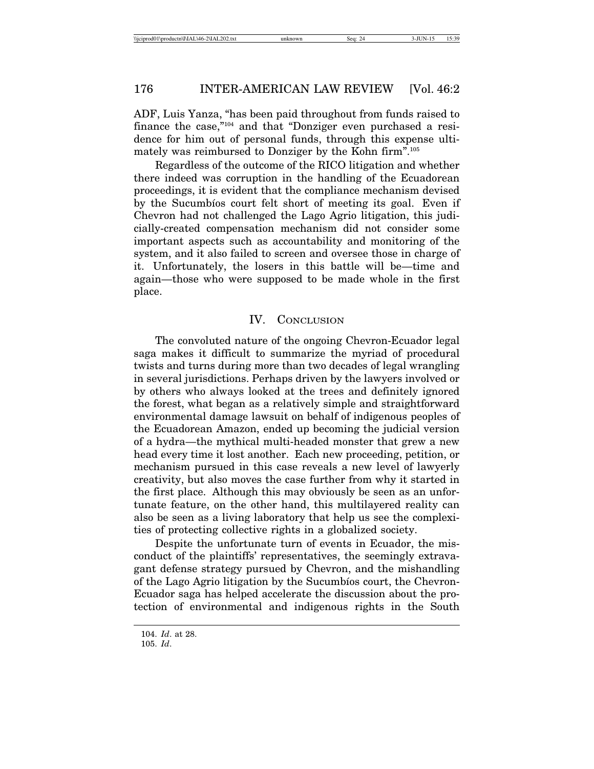ADF, Luis Yanza, "has been paid throughout from funds raised to finance the case,"[104] and that "Donziger even purchased a residence for him out of personal funds, through this expense ultimately was reimbursed to Donziger by the Kohn firm".[105]

Regardless of the outcome of the RICO litigation and whether there indeed was corruption in the handling of the Ecuadorean proceedings, it is evident that the compliance mechanism devised by the Sucumbíos court felt short of meeting its goal. Even if Chevron had not challenged the Lago Agrio litigation, this judicially-created compensation mechanism did not consider some important aspects such as accountability and monitoring of the system, and it also failed to screen and oversee those in charge of it. Unfortunately, the losers in this battle will be—time and again—those who were supposed to be made whole in the first place.

## IV. Conclusion

The convoluted nature of the ongoing Chevron-Ecuador legal saga makes it difficult to summarize the myriad of procedural twists and turns during more than two decades of legal wrangling in several jurisdictions. Perhaps driven by the lawyers involved or by others who always looked at the trees and definitely ignored the forest, what began as a relatively simple and straightforward environmental damage lawsuit on behalf of indigenous peoples of the Ecuadorean Amazon, ended up becoming the judicial version of a hydra—the mythical multi-headed monster that grew a new head every time it lost another. Each new proceeding, petition, or mechanism pursued in this case reveals a new level of lawyerly creativity, but also moves the case further from why it started in the first place. Although this may obviously be seen as an unfortunate feature, on the other hand, this multilayered reality can also be seen as a living laboratory that help us see the complexities of protecting collective rights in a globalized society.

Despite the unfortunate turn of events in Ecuador, the misconduct of the plaintiffs' representatives, the seemingly extravagant defense strategy pursued by Chevron, and the mishandling of the Lago Agrio litigation by the Sucumbíos court, the Chevron-Ecuador saga has helped accelerate the discussion about the protection of environmental and indigenous rights in the South

104. *Id*. at 28.

105. *Id*.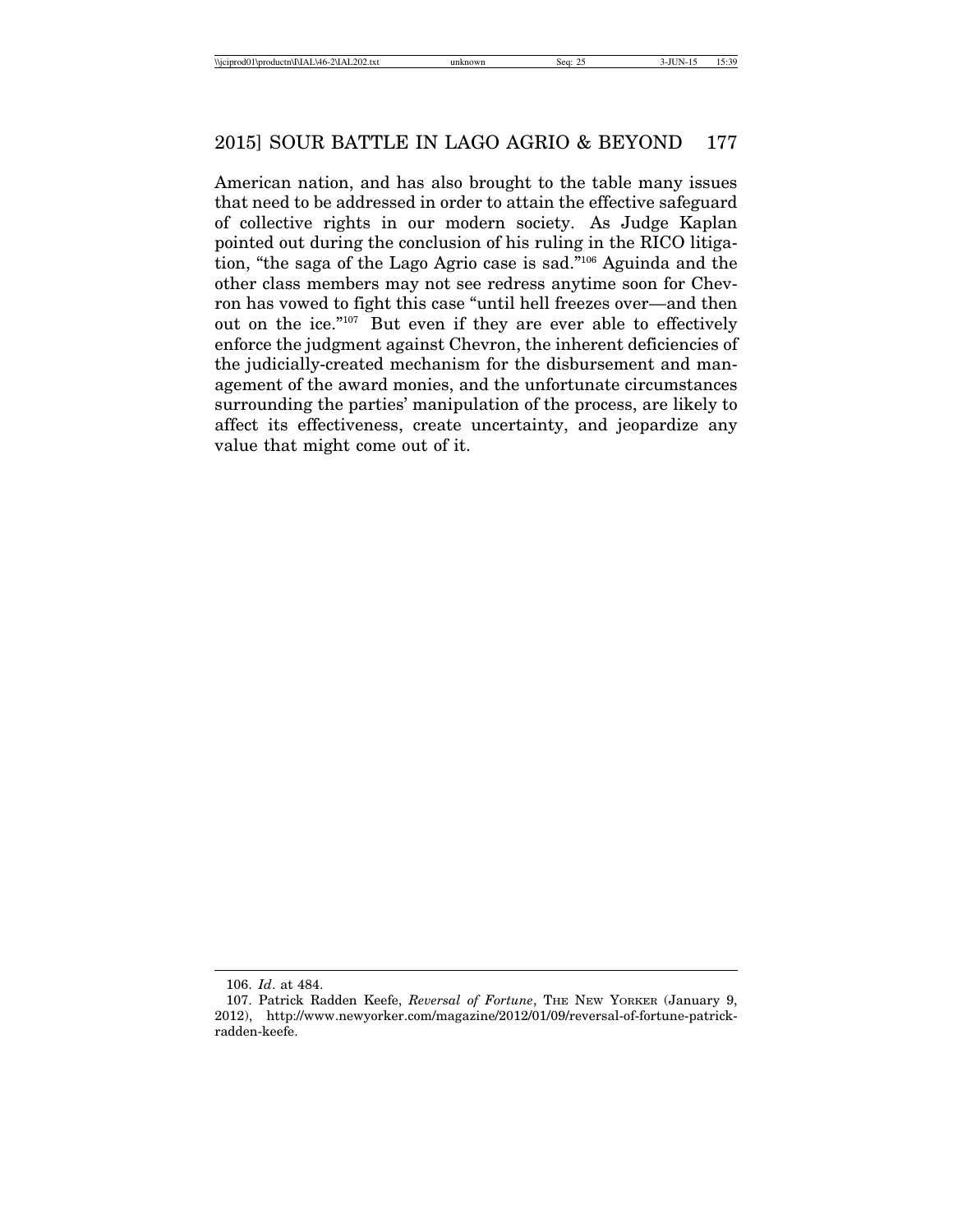American nation, and has also brought to the table many issues that need to be addressed in order to attain the effective safeguard of collective rights in our modern society. As Judge Kaplan pointed out during the conclusion of his ruling in the RICO litigation, "the saga of the Lago Agrio case is sad."[106] Aguinda and the other class members may not see redress anytime soon for Chevron has vowed to fight this case "until hell freezes over—and then out on the ice."[107] But even if they are ever able to effectively enforce the judgment against Chevron, the inherent deficiencies of the judicially-created mechanism for the disbursement and management of the award monies, and the unfortunate circumstances surrounding the parties' manipulation of the process, are likely to affect its effectiveness, create uncertainty, and jeopardize any value that might come out of it.

---

106. *Id*. at 484.

107. Patrick Radden Keefe, *Reversal of Fortune*, THE NEW YORKER (January 9, 2012), http://www.newyorker.com/magazine/2012/01/09/reversal-of-fortune-patrick-radden-keefe.